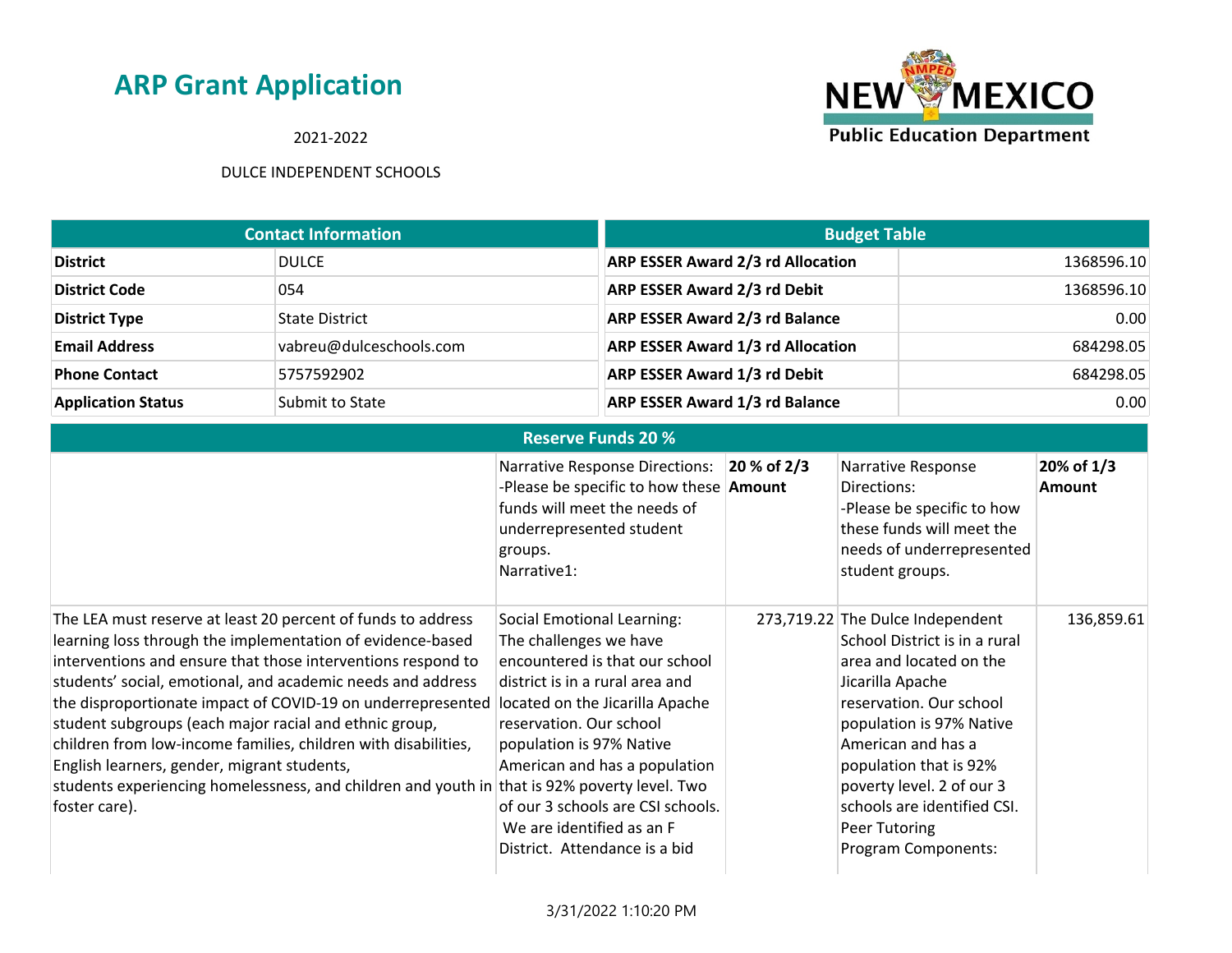# ARP Grant Application

2021-2022

DULCE INDEPENDENT SCHOOLS

NEW MEXICO Public Education Department

| Contact Information | |
|---|---|
| **District** | DULCE |
| **District Code** | 054 |
| **District Type** | State District |
| **Email Address** | vabreu@dulceschools.com |
| **Phone Contact** | 5757592902 |
| **Application Status** | Submit to State |

| Budget Table | |
|---|---|
| **ARP ESSER Award 2/3 rd Allocation** | 1368596.10 |
| **ARP ESSER Award 2/3 rd Debit** | 1368596.10 |
| **ARP ESSER Award 2/3 rd Balance** | 0.00 |
| **ARP ESSER Award 1/3 rd Allocation** | 684298.05 |
| **ARP ESSER Award 1/3 rd Debit** | 684298.05 |
| **ARP ESSER Award 1/3 rd Balance** | 0.00 |

## Reserve Funds 20 %

| | Narrative Response Directions: -Please be specific to how these funds will meet the needs of underrepresented student groups. Narrative1: | **20 % of 2/3 Amount** | Narrative Response Directions: -Please be specific to how these funds will meet the needs of underrepresented student groups. | **20% of 1/3 Amount** |
|---|---|---|---|---|
| The LEA must reserve at least 20 percent of funds to address learning loss through the implementation of evidence-based interventions and ensure that those interventions respond to students' social, emotional, and academic needs and address the disproportionate impact of COVID-19 on underrepresented student subgroups (each major racial and ethnic group, children from low-income families, children with disabilities, English learners, gender, migrant students, students experiencing homelessness, and children and youth in foster care). | Social Emotional Learning: The challenges we have encountered is that our school district is in a rural area and located on the Jicarilla Apache reservation. Our school population is 97% Native American and has a population that is 92% poverty level. Two of our 3 schools are CSI schools. We are identified as an F District. Attendance is a bid | 273,719.22 | The Dulce Independent School District is in a rural area and located on the Jicarilla Apache reservation. Our school population is 97% Native American and has a population that is 92% poverty level. 2 of our 3 schools are identified CSI. Peer Tutoring Program Components: | 136,859.61 |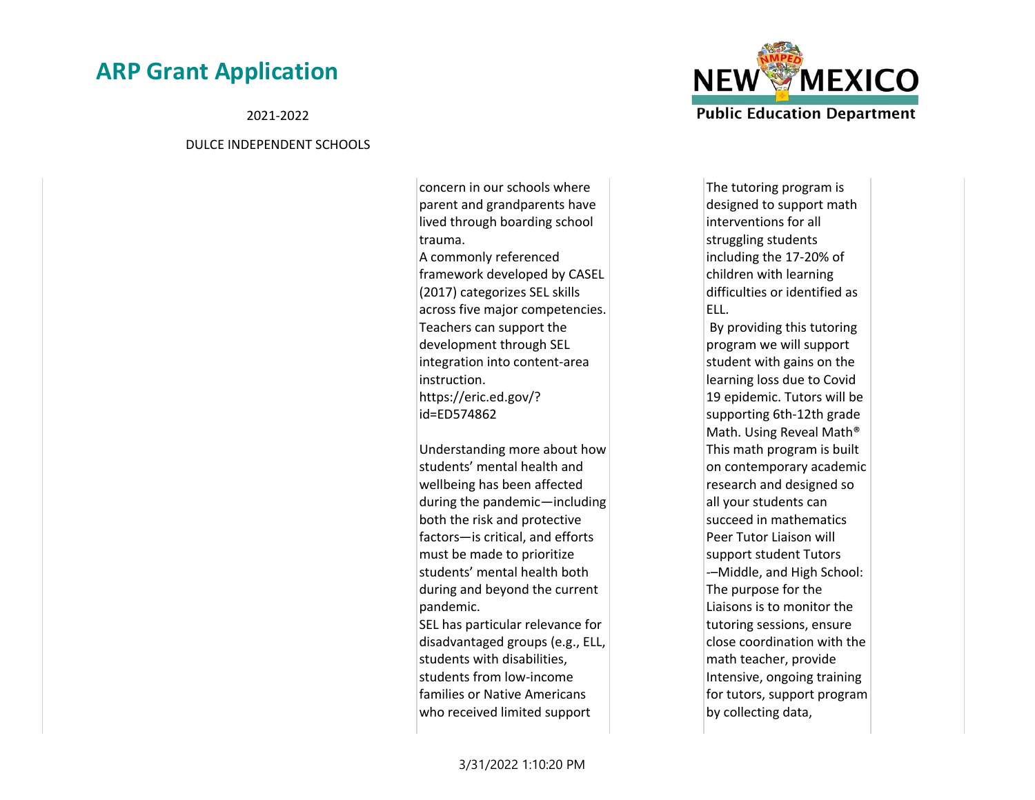| | | | |
|---|---|---|---|
| | concern in our schools where parent and grandparents have lived through boarding school trauma.<br>A commonly referenced framework developed by CASEL (2017) categorizes SEL skills across five major competencies. Teachers can support the development through SEL integration into content-area instruction.<br>https://eric.ed.gov/?id=ED574862<br><br>Understanding more about how students' mental health and wellbeing has been affected during the pandemic—including both the risk and protective factors—is critical, and efforts must be made to prioritize students' mental health both during and beyond the current pandemic.<br>SEL has particular relevance for disadvantaged groups (e.g., ELL, students with disabilities, students from low-income families or Native Americans who received limited support | The tutoring program is designed to support math interventions for all struggling students including the 17-20% of children with learning difficulties or identified as ELL.<br>By providing this tutoring program we will support student with gains on the learning loss due to Covid 19 epidemic. Tutors will be supporting 6th-12th grade Math. Using Reveal Math® This math program is built on contemporary academic research and designed so all your students can succeed in mathematics Peer Tutor Liaison will support student Tutors -–Middle, and High School: The purpose for the Liaisons is to monitor the tutoring sessions, ensure close coordination with the math teacher, provide Intensive, ongoing training for tutors, support program by collecting data, | |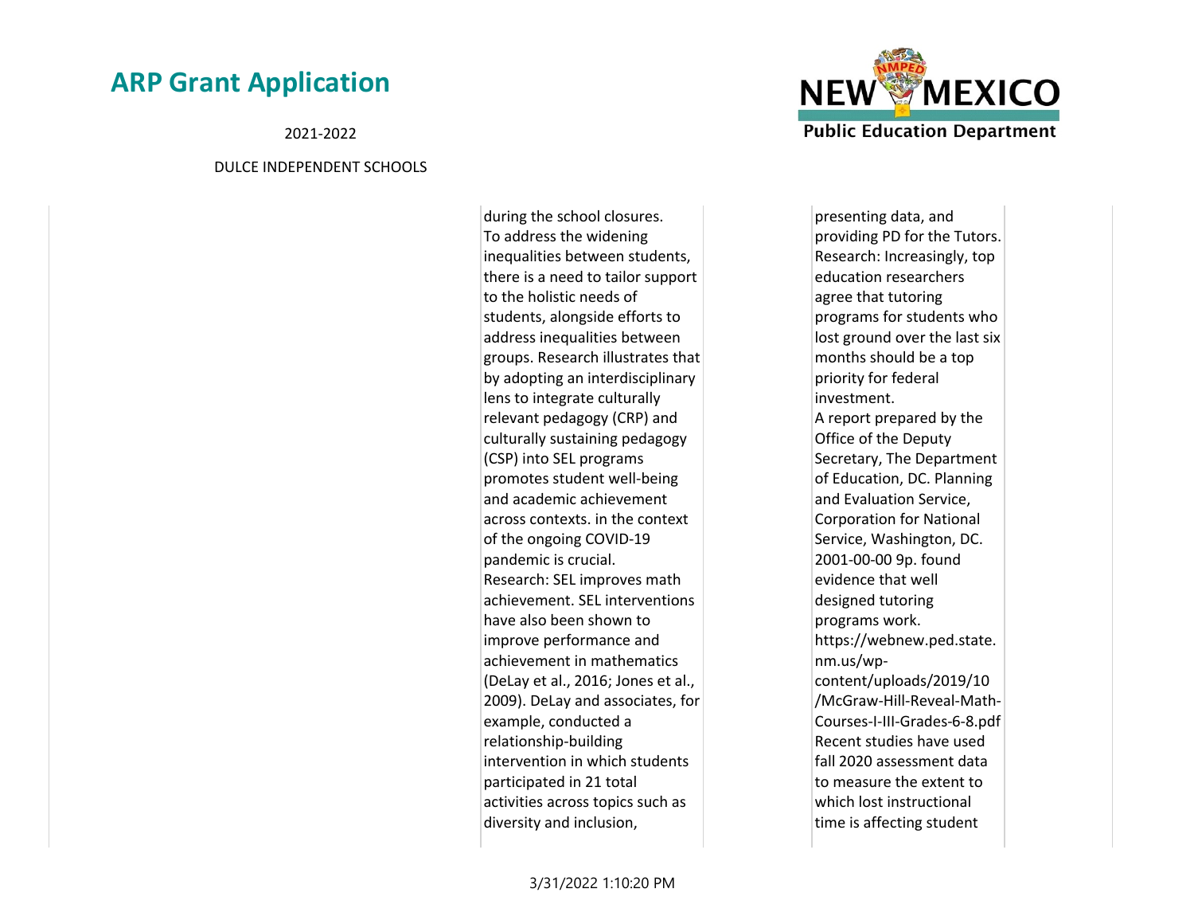| | | |
|---|---|---|
| | during the school closures. To address the widening inequalities between students, there is a need to tailor support to the holistic needs of students, alongside efforts to address inequalities between groups. Research illustrates that by adopting an interdisciplinary lens to integrate culturally relevant pedagogy (CRP) and culturally sustaining pedagogy (CSP) into SEL programs promotes student well-being and academic achievement across contexts. in the context of the ongoing COVID-19 pandemic is crucial.<br>Research: SEL improves math achievement. SEL interventions have also been shown to improve performance and achievement in mathematics (DeLay et al., 2016; Jones et al., 2009). DeLay and associates, for example, conducted a relationship-building intervention in which students participated in 21 total activities across topics such as diversity and inclusion, | presenting data, and providing PD for the Tutors.<br>Research: Increasingly, top education researchers agree that tutoring programs for students who lost ground over the last six months should be a top priority for federal investment.<br>A report prepared by the Office of the Deputy Secretary, The Department of Education, DC. Planning and Evaluation Service, Corporation for National Service, Washington, DC. 2001-00-00 9p. found evidence that well designed tutoring programs work.<br>https://webnew.ped.state.nm.us/wp-content/uploads/2019/10/McGraw-Hill-Reveal-Math-Courses-I-III-Grades-6-8.pdf<br>Recent studies have used fall 2020 assessment data to measure the extent to which lost instructional time is affecting student |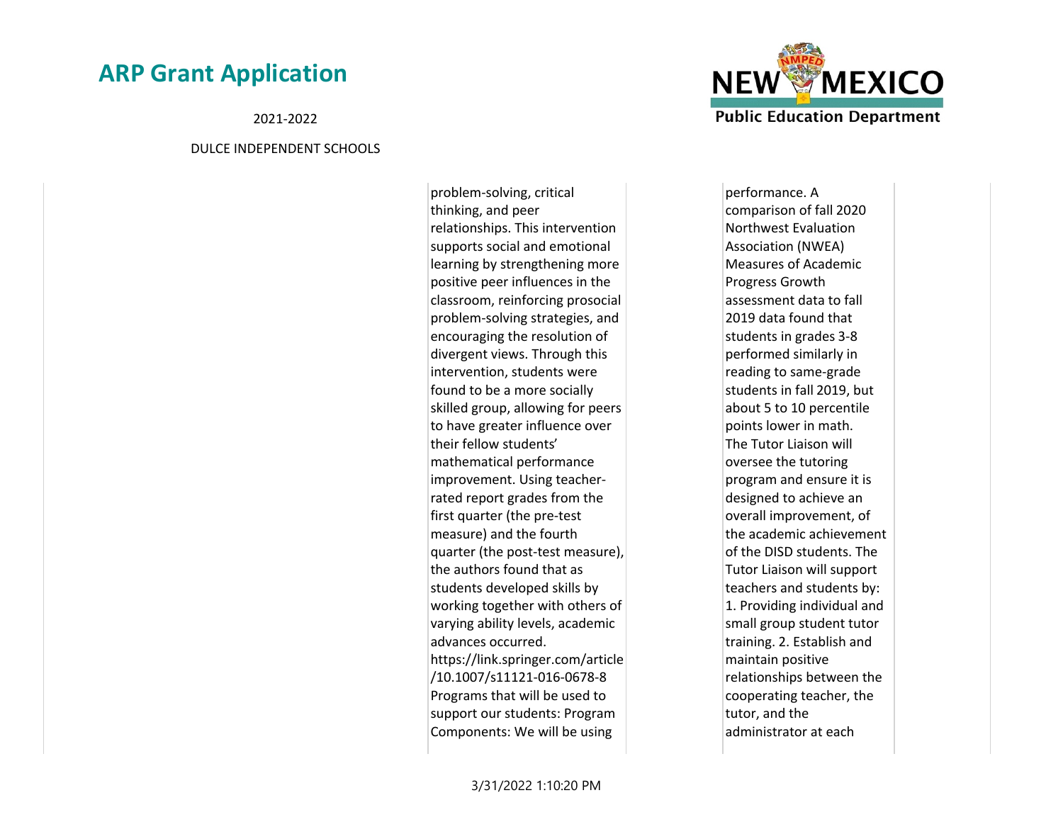| | | |
|---|---|---|
| | problem-solving, critical thinking, and peer relationships. This intervention supports social and emotional learning by strengthening more positive peer influences in the classroom, reinforcing prosocial problem-solving strategies, and encouraging the resolution of divergent views. Through this intervention, students were found to be a more socially skilled group, allowing for peers to have greater influence over their fellow students' mathematical performance improvement. Using teacher-rated report grades from the first quarter (the pre-test measure) and the fourth quarter (the post-test measure), the authors found that as students developed skills by working together with others of varying ability levels, academic advances occurred. https://link.springer.com/article/10.1007/s11121-016-0678-8 Programs that will be used to support our students: Program Components: We will be using | performance. A comparison of fall 2020 Northwest Evaluation Association (NWEA) Measures of Academic Progress Growth assessment data to fall 2019 data found that students in grades 3-8 performed similarly in reading to same-grade students in fall 2019, but about 5 to 10 percentile points lower in math. The Tutor Liaison will oversee the tutoring program and ensure it is designed to achieve an overall improvement, of the academic achievement of the DISD students. The Tutor Liaison will support teachers and students by: 1. Providing individual and small group student tutor training. 2. Establish and maintain positive relationships between the cooperating teacher, the tutor, and the administrator at each |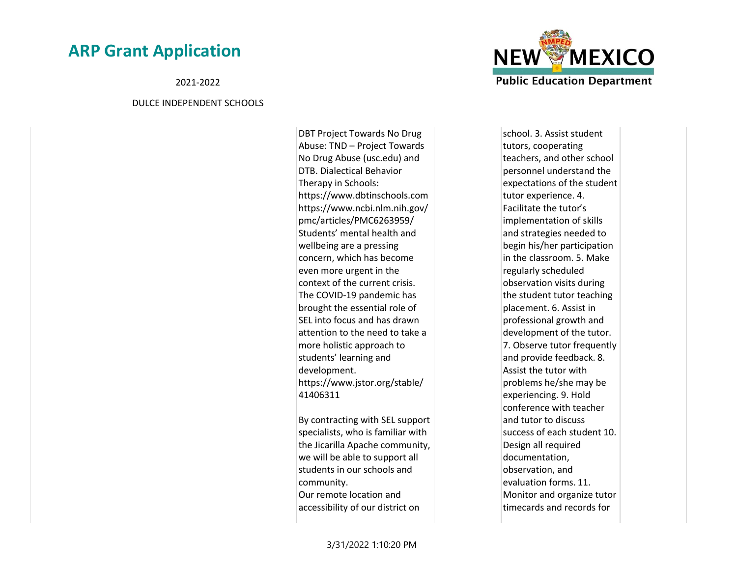| | | |
|---|---|---|
| | DBT Project Towards No Drug Abuse: TND – Project Towards No Drug Abuse (usc.edu) and DTB. Dialectical Behavior Therapy in Schools: https://www.dbtinschools.com https://www.ncbi.nlm.nih.gov/pmc/articles/PMC6263959/ Students' mental health and wellbeing are a pressing concern, which has become even more urgent in the context of the current crisis. The COVID-19 pandemic has brought the essential role of SEL into focus and has drawn attention to the need to take a more holistic approach to students' learning and development. https://www.jstor.org/stable/41406311<br><br>By contracting with SEL support specialists, who is familiar with the Jicarilla Apache community, we will be able to support all students in our schools and community.<br>Our remote location and accessibility of our district on | school. 3. Assist student tutors, cooperating teachers, and other school personnel understand the expectations of the student tutor experience. 4. Facilitate the tutor's implementation of skills and strategies needed to begin his/her participation in the classroom. 5. Make regularly scheduled observation visits during the student tutor teaching placement. 6. Assist in professional growth and development of the tutor. 7. Observe tutor frequently and provide feedback. 8. Assist the tutor with problems he/she may be experiencing. 9. Hold conference with teacher and tutor to discuss success of each student 10. Design all required documentation, observation, and evaluation forms. 11. Monitor and organize tutor timecards and records for |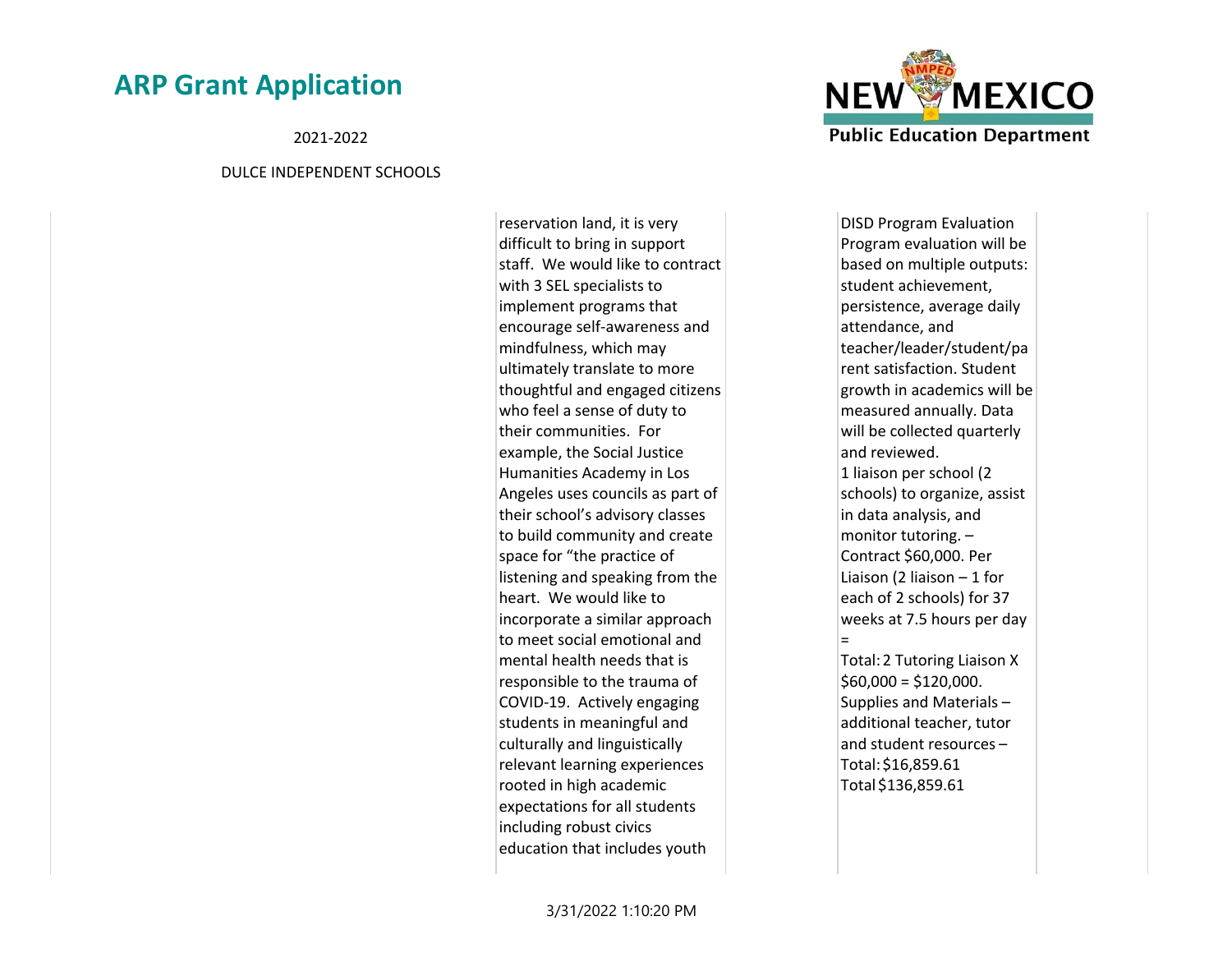| | | | |
|---|---|---|---|
| | reservation land, it is very difficult to bring in support staff. We would like to contract with 3 SEL specialists to implement programs that encourage self-awareness and mindfulness, which may ultimately translate to more thoughtful and engaged citizens who feel a sense of duty to their communities. For example, the Social Justice Humanities Academy in Los Angeles uses councils as part of their school's advisory classes to build community and create space for "the practice of listening and speaking from the heart. We would like to incorporate a similar approach to meet social emotional and mental health needs that is responsible to the trauma of COVID-19. Actively engaging students in meaningful and culturally and linguistically relevant learning experiences rooted in high academic expectations for all students including robust civics education that includes youth | | DISD Program Evaluation Program evaluation will be based on multiple outputs: student achievement, persistence, average daily attendance, and teacher/leader/student/parent satisfaction. Student growth in academics will be measured annually. Data will be collected quarterly and reviewed. 1 liaison per school (2 schools) to organize, assist in data analysis, and monitor tutoring. – Contract $60,000. Per Liaison (2 liaison – 1 for each of 2 schools) for 37 weeks at 7.5 hours per day = Total: 2 Tutoring Liaison X $60,000 = $120,000. Supplies and Materials – additional teacher, tutor and student resources – Total: $16,859.61 Total $136,859.61 |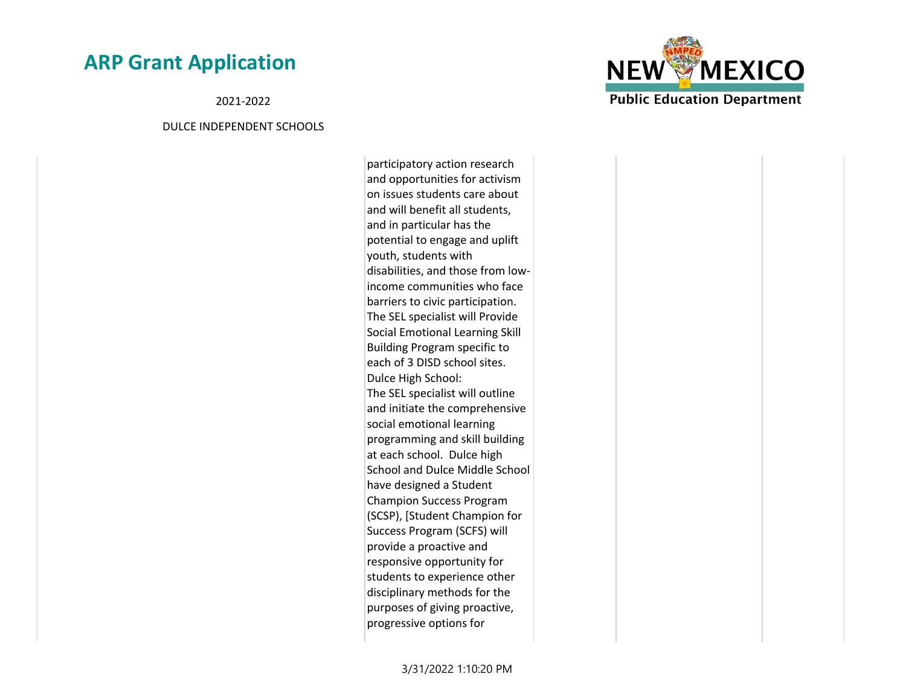| | | | | |
|---|---|---|---|---|
| | participatory action research and opportunities for activism on issues students care about and will benefit all students, and in particular has the potential to engage and uplift youth, students with disabilities, and those from low-income communities who face barriers to civic participation. The SEL specialist will Provide Social Emotional Learning Skill Building Program specific to each of 3 DISD school sites. Dulce High School: The SEL specialist will outline and initiate the comprehensive social emotional learning programming and skill building at each school. Dulce high School and Dulce Middle School have designed a Student Champion Success Program (SCSP), [Student Champion for Success Program (SCFS) will provide a proactive and responsive opportunity for students to experience other disciplinary methods for the purposes of giving proactive, progressive options for | | | |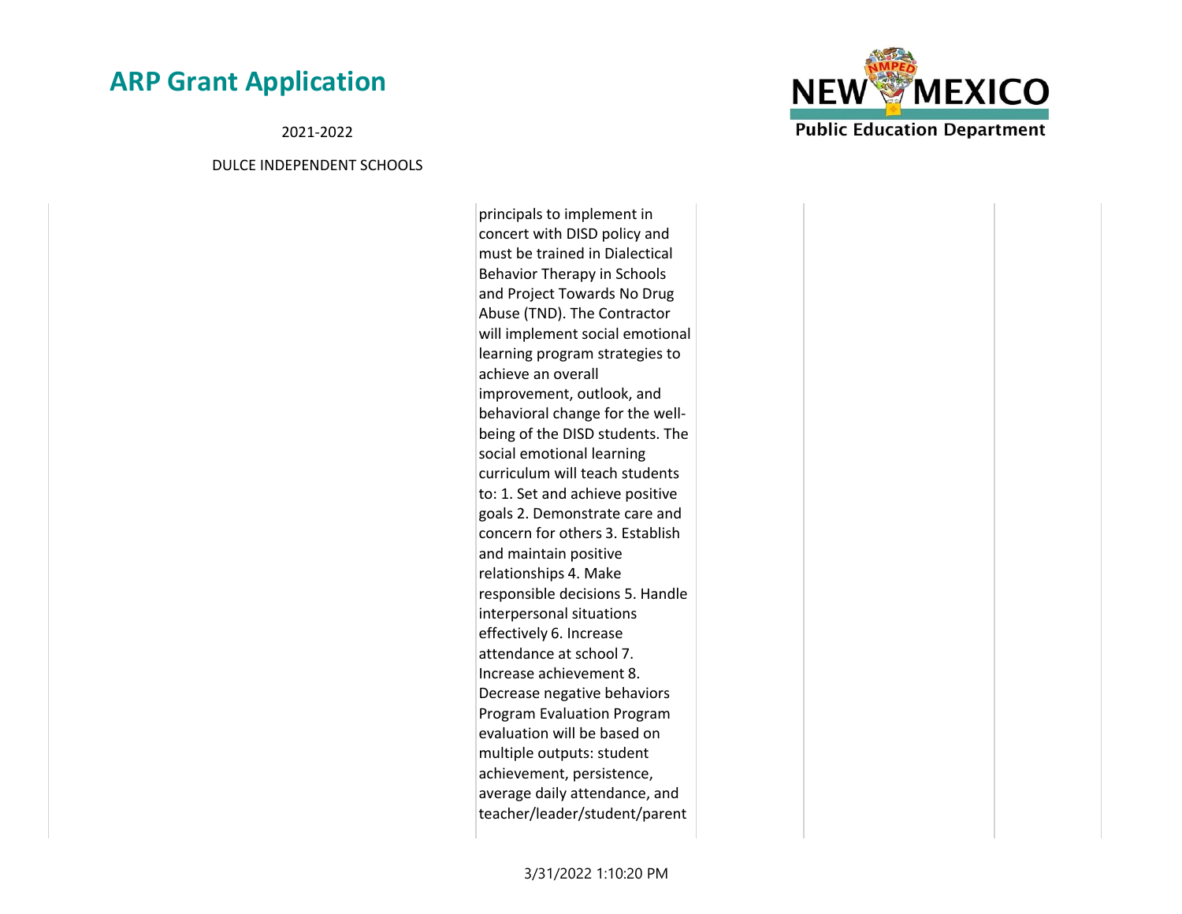| | | | | |
|---|---|---|---|---|
| | principals to implement in concert with DISD policy and must be trained in Dialectical Behavior Therapy in Schools and Project Towards No Drug Abuse (TND). The Contractor will implement social emotional learning program strategies to achieve an overall improvement, outlook, and behavioral change for the well-being of the DISD students. The social emotional learning curriculum will teach students to: 1. Set and achieve positive goals 2. Demonstrate care and concern for others 3. Establish and maintain positive relationships 4. Make responsible decisions 5. Handle interpersonal situations effectively 6. Increase attendance at school 7. Increase achievement 8. Decrease negative behaviors Program Evaluation Program evaluation will be based on multiple outputs: student achievement, persistence, average daily attendance, and teacher/leader/student/parent | | | |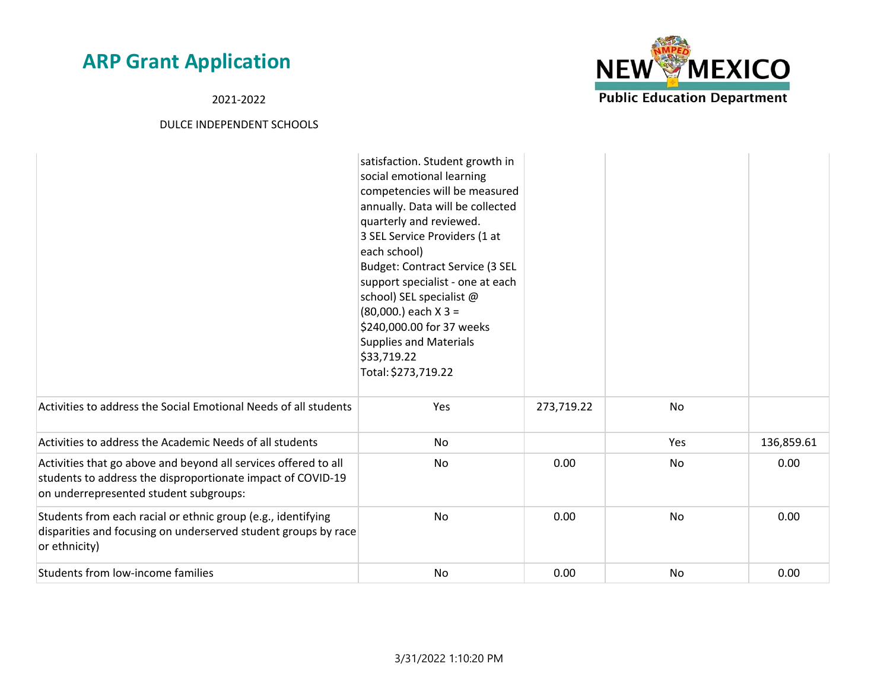| | | | | |
|---|---|---|---|---|
| | satisfaction. Student growth in social emotional learning competencies will be measured annually. Data will be collected quarterly and reviewed.<br>3 SEL Service Providers (1 at each school)<br>Budget: Contract Service (3 SEL support specialist - one at each school) SEL specialist @ (80,000.) each X 3 = $240,000.00 for 37 weeks<br>Supplies and Materials $33,719.22<br>Total: $273,719.22 | | | |
| Activities to address the Social Emotional Needs of all students | Yes | 273,719.22 | No | |
| Activities to address the Academic Needs of all students | No | | Yes | 136,859.61 |
| Activities that go above and beyond all services offered to all students to address the disproportionate impact of COVID-19 on underrepresented student subgroups: | No | 0.00 | No | 0.00 |
| Students from each racial or ethnic group (e.g., identifying disparities and focusing on underserved student groups by race or ethnicity) | No | 0.00 | No | 0.00 |
| Students from low-income families | No | 0.00 | No | 0.00 |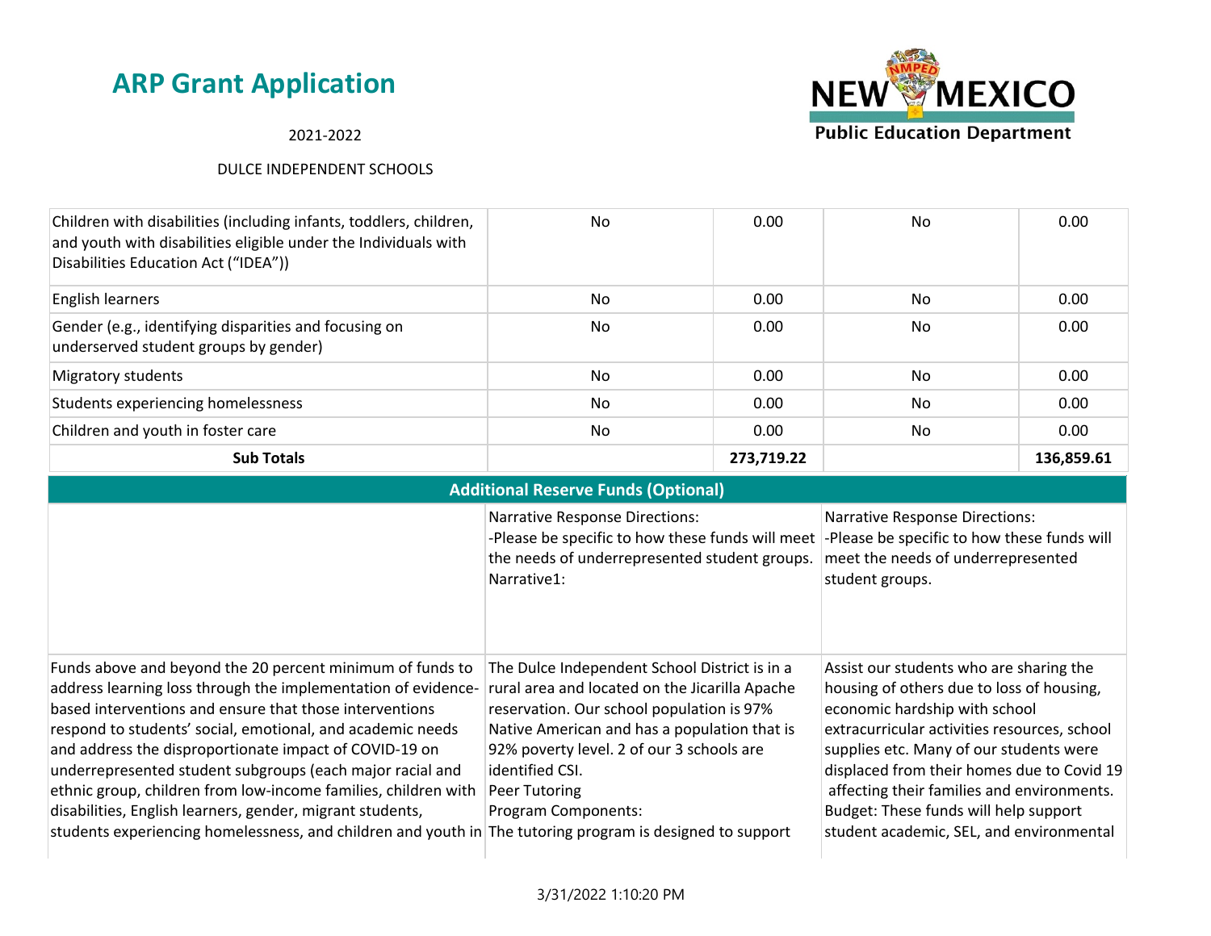# ARP Grant Application

2021-2022

DULCE INDEPENDENT SCHOOLS

| | | | | |
|---|---|---|---|---|
| Children with disabilities (including infants, toddlers, children, and youth with disabilities eligible under the Individuals with Disabilities Education Act ("IDEA")) | No | 0.00 | No | 0.00 |
| English learners | No | 0.00 | No | 0.00 |
| Gender (e.g., identifying disparities and focusing on underserved student groups by gender) | No | 0.00 | No | 0.00 |
| Migratory students | No | 0.00 | No | 0.00 |
| Students experiencing homelessness | No | 0.00 | No | 0.00 |
| Children and youth in foster care | No | 0.00 | No | 0.00 |
| **Sub Totals** | | **273,719.22** | | **136,859.61** |

| Additional Reserve Funds (Optional) | | |
|---|---|---|
| | Narrative Response Directions:<br>-Please be specific to how these funds will meet the needs of underrepresented student groups.<br>Narrative1: | Narrative Response Directions:<br>-Please be specific to how these funds will meet the needs of underrepresented student groups. |
| Funds above and beyond the 20 percent minimum of funds to address learning loss through the implementation of evidence-based interventions and ensure that those interventions respond to students' social, emotional, and academic needs and address the disproportionate impact of COVID-19 on underrepresented student subgroups (each major racial and ethnic group, children from low-income families, children with disabilities, English learners, gender, migrant students, students experiencing homelessness, and children and youth in | The Dulce Independent School District is in a rural area and located on the Jicarilla Apache reservation. Our school population is 97% Native American and has a population that is 92% poverty level. 2 of our 3 schools are identified CSI.<br>Peer Tutoring<br>Program Components:<br>The tutoring program is designed to support | Assist our students who are sharing the housing of others due to loss of housing, economic hardship with school extracurricular activities resources, school supplies etc. Many of our students were displaced from their homes due to Covid 19 affecting their families and environments.<br>Budget: These funds will help support student academic, SEL, and environmental |

3/31/2022 1:10:20 PM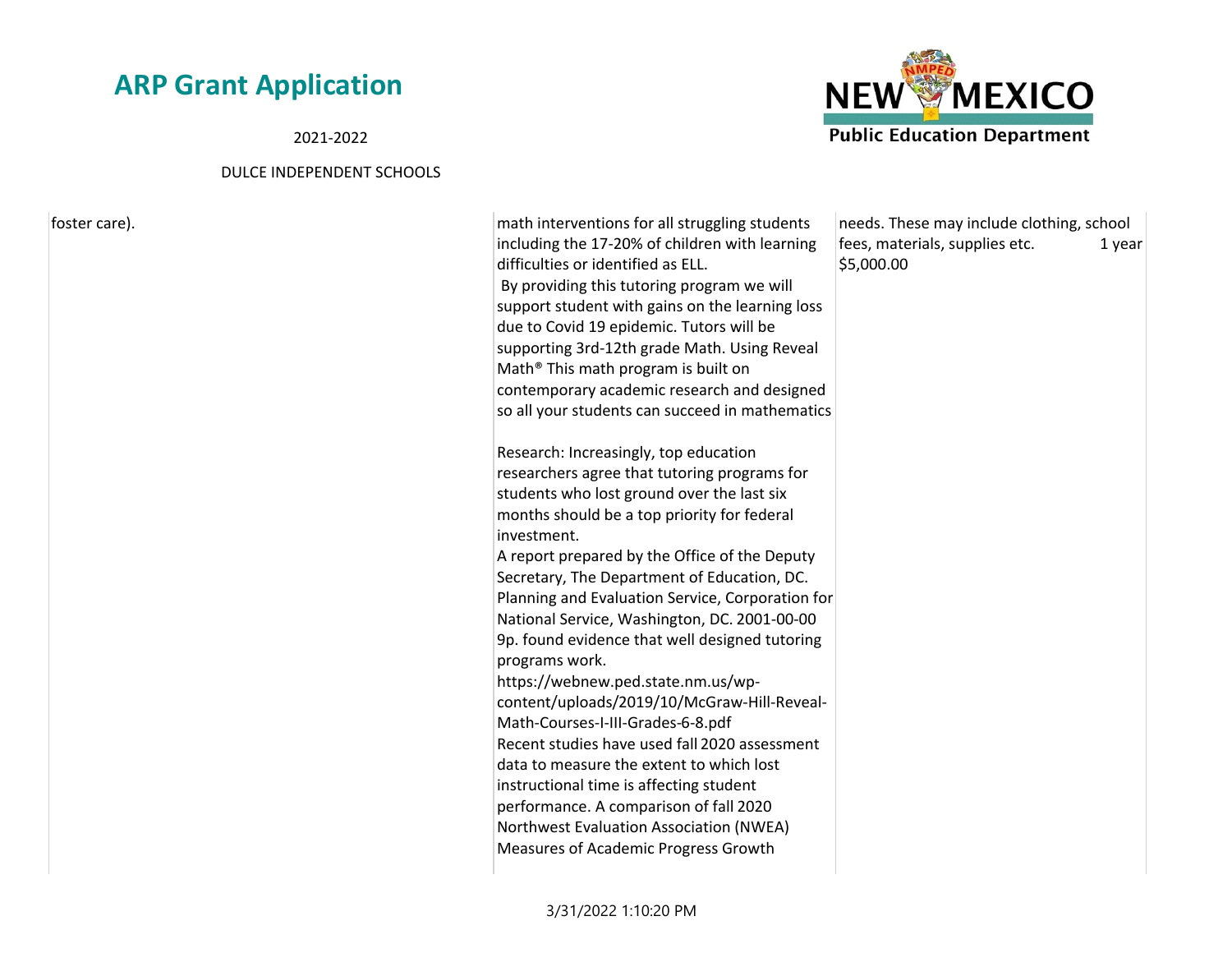| | | |
|---|---|---|
| foster care). | math interventions for all struggling students including the 17-20% of children with learning difficulties or identified as ELL.<br>By providing this tutoring program we will support student with gains on the learning loss due to Covid 19 epidemic. Tutors will be supporting 3rd-12th grade Math. Using Reveal Math® This math program is built on contemporary academic research and designed so all your students can succeed in mathematics<br><br>Research: Increasingly, top education researchers agree that tutoring programs for students who lost ground over the last six months should be a top priority for federal investment.<br>A report prepared by the Office of the Deputy Secretary, The Department of Education, DC. Planning and Evaluation Service, Corporation for National Service, Washington, DC. 2001-00-00 9p. found evidence that well designed tutoring programs work.<br>https://webnew.ped.state.nm.us/wp-content/uploads/2019/10/McGraw-Hill-Reveal-Math-Courses-I-III-Grades-6-8.pdf<br>Recent studies have used fall 2020 assessment data to measure the extent to which lost instructional time is affecting student performance. A comparison of fall 2020 Northwest Evaluation Association (NWEA) Measures of Academic Progress Growth | needs. These may include clothing, school fees, materials, supplies etc. 1 year $5,000.00 |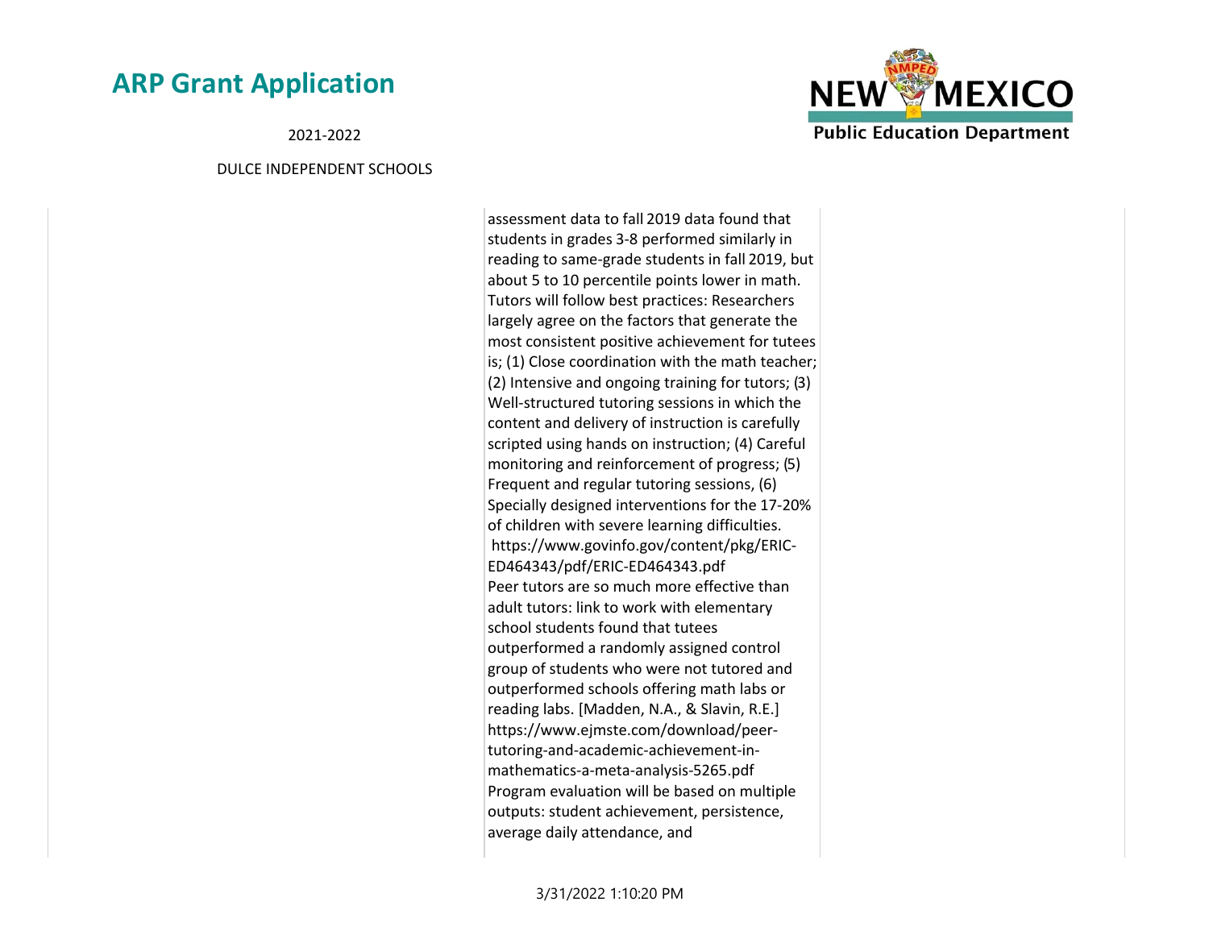assessment data to fall 2019 data found that students in grades 3-8 performed similarly in reading to same-grade students in fall 2019, but about 5 to 10 percentile points lower in math. Tutors will follow best practices: Researchers largely agree on the factors that generate the most consistent positive achievement for tutees is; (1) Close coordination with the math teacher; (2) Intensive and ongoing training for tutors; (3) Well-structured tutoring sessions in which the content and delivery of instruction is carefully scripted using hands on instruction; (4) Careful monitoring and reinforcement of progress; (5) Frequent and regular tutoring sessions, (6) Specially designed interventions for the 17-20% of children with severe learning difficulties. https://www.govinfo.gov/content/pkg/ERIC-ED464343/pdf/ERIC-ED464343.pdf
Peer tutors are so much more effective than adult tutors: link to work with elementary school students found that tutees outperformed a randomly assigned control group of students who were not tutored and outperformed schools offering math labs or reading labs. [Madden, N.A., & Slavin, R.E.] https://www.ejmste.com/download/peer-tutoring-and-academic-achievement-in-mathematics-a-meta-analysis-5265.pdf
Program evaluation will be based on multiple outputs: student achievement, persistence, average daily attendance, and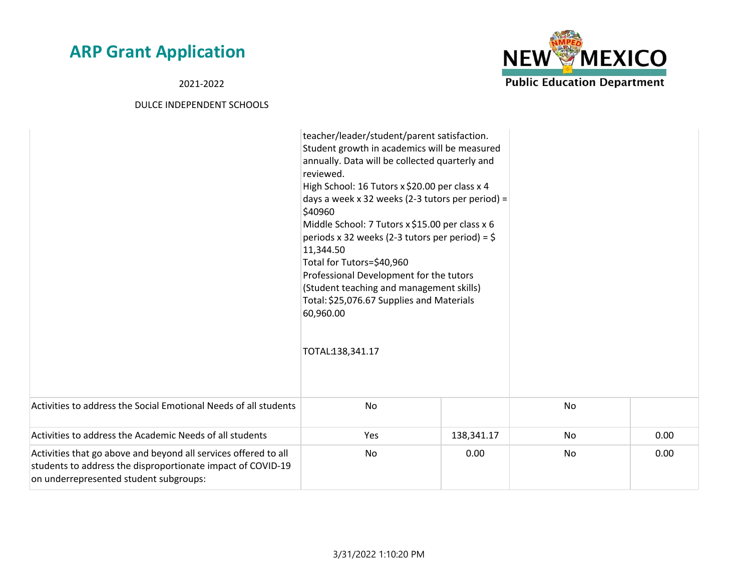| | | | | |
|---|---|---|---|---|
| | teacher/leader/student/parent satisfaction.<br>Student growth in academics will be measured annually. Data will be collected quarterly and reviewed.<br>High School: 16 Tutors x $20.00 per class x 4 days a week x 32 weeks (2-3 tutors per period) = $40960<br>Middle School: 7 Tutors x $15.00 per class x 6 periods x 32 weeks (2-3 tutors per period) = $ 11,344.50<br>Total for Tutors=$40,960<br>Professional Development for the tutors (Student teaching and management skills)<br>Total: $25,076.67 Supplies and Materials 60,960.00<br><br>TOTAL:138,341.17 | | | |
| Activities to address the Social Emotional Needs of all students | No | | No | |
| Activities to address the Academic Needs of all students | Yes | 138,341.17 | No | 0.00 |
| Activities that go above and beyond all services offered to all students to address the disproportionate impact of COVID-19 on underrepresented student subgroups: | No | 0.00 | No | 0.00 |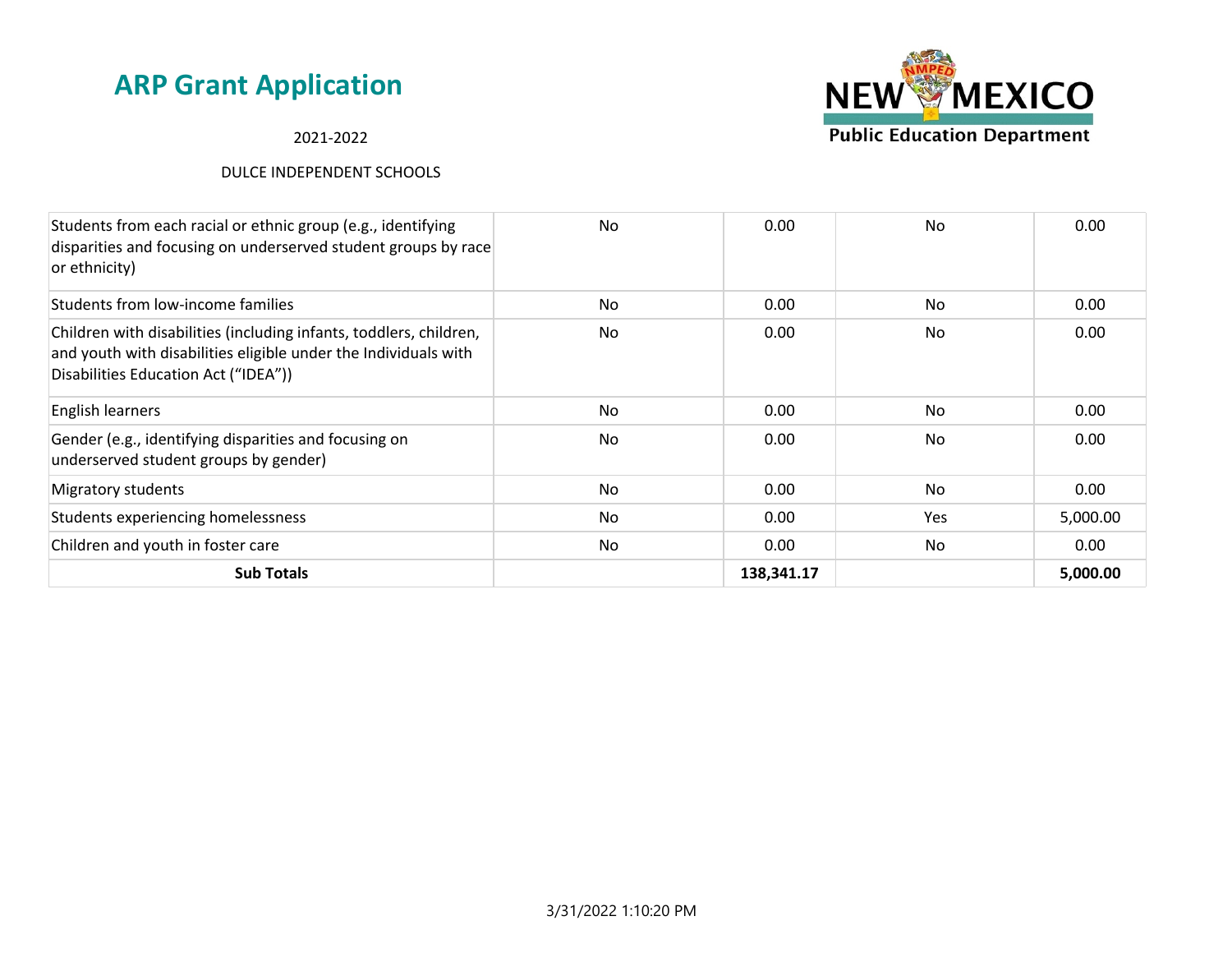| | | | | |
|---|---|---|---|---|
| Students from each racial or ethnic group (e.g., identifying disparities and focusing on underserved student groups by race or ethnicity) | No | 0.00 | No | 0.00 |
| Students from low-income families | No | 0.00 | No | 0.00 |
| Children with disabilities (including infants, toddlers, children, and youth with disabilities eligible under the Individuals with Disabilities Education Act ("IDEA")) | No | 0.00 | No | 0.00 |
| English learners | No | 0.00 | No | 0.00 |
| Gender (e.g., identifying disparities and focusing on underserved student groups by gender) | No | 0.00 | No | 0.00 |
| Migratory students | No | 0.00 | No | 0.00 |
| Students experiencing homelessness | No | 0.00 | Yes | 5,000.00 |
| Children and youth in foster care | No | 0.00 | No | 0.00 |
| **Sub Totals** | | **138,341.17** | | **5,000.00** |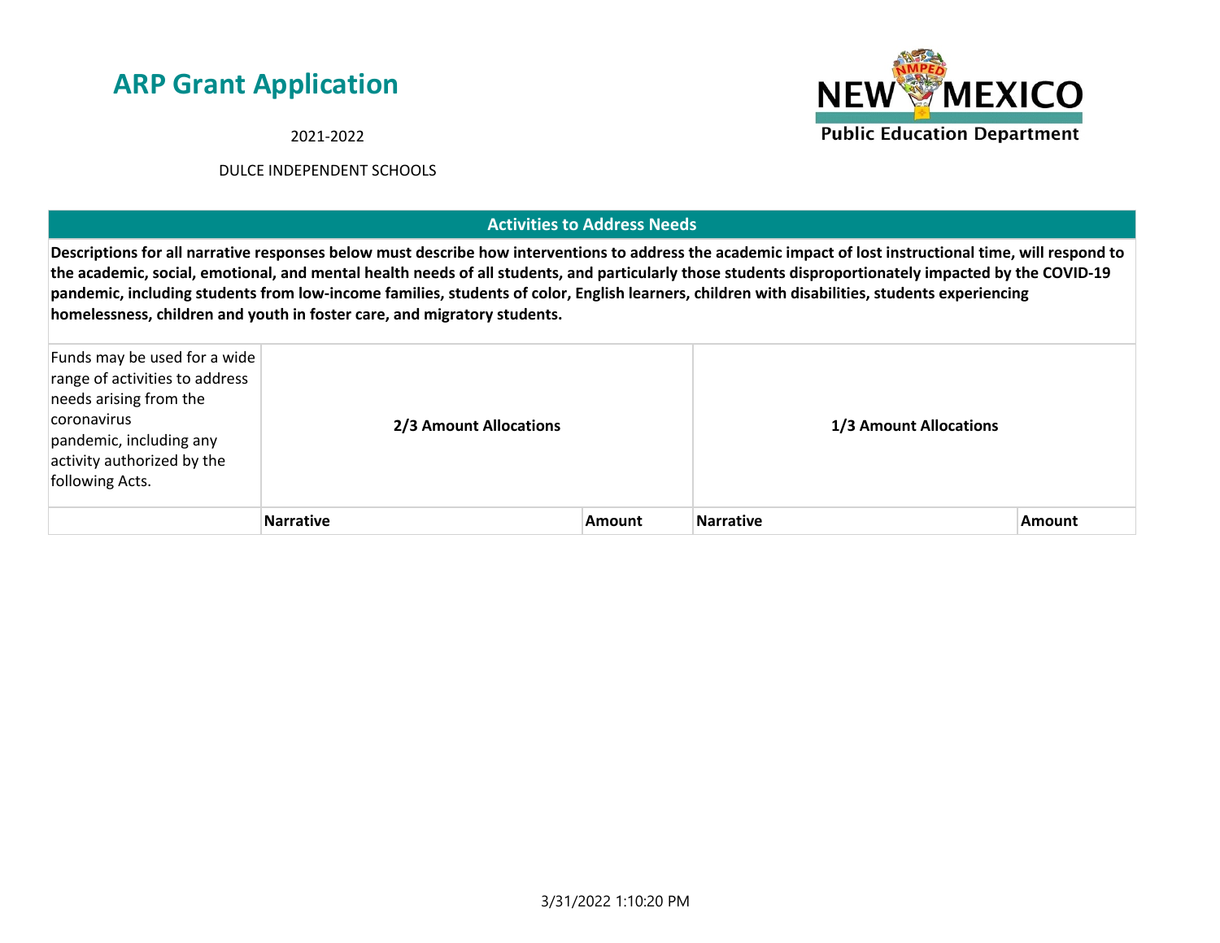# ARP Grant Application

2021-2022

DULCE INDEPENDENT SCHOOLS

## Activities to Address Needs

**Descriptions for all narrative responses below must describe how interventions to address the academic impact of lost instructional time, will respond to the academic, social, emotional, and mental health needs of all students, and particularly those students disproportionately impacted by the COVID-19 pandemic, including students from low-income families, students of color, English learners, children with disabilities, students experiencing homelessness, children and youth in foster care, and migratory students.**

| Funds may be used for a wide range of activities to address needs arising from the coronavirus pandemic, including any activity authorized by the following Acts. | **2/3 Amount Allocations** | | **1/3 Amount Allocations** | |
|---|---|---|---|---|
| | **Narrative** | **Amount** | **Narrative** | **Amount** |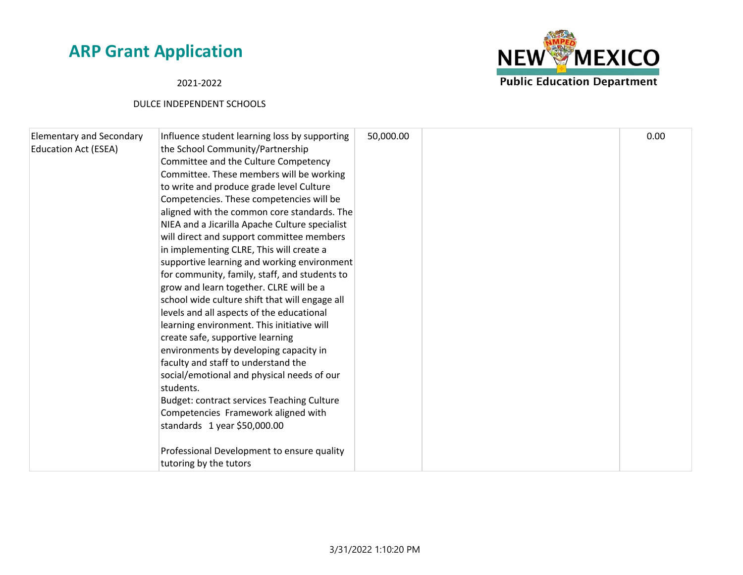| | | | | |
|---|---|---|---|---|
| Elementary and Secondary Education Act (ESEA) | Influence student learning loss by supporting the School Community/Partnership Committee and the Culture Competency Committee. These members will be working to write and produce grade level Culture Competencies. These competencies will be aligned with the common core standards. The NIEA and a Jicarilla Apache Culture specialist will direct and support committee members in implementing CLRE, This will create a supportive learning and working environment for community, family, staff, and students to grow and learn together. CLRE will be a school wide culture shift that will engage all levels and all aspects of the educational learning environment. This initiative will create safe, supportive learning environments by developing capacity in faculty and staff to understand the social/emotional and physical needs of our students.<br>Budget: contract services Teaching Culture Competencies Framework aligned with standards 1 year $50,000.00<br><br>Professional Development to ensure quality tutoring by the tutors | 50,000.00 | | 0.00 |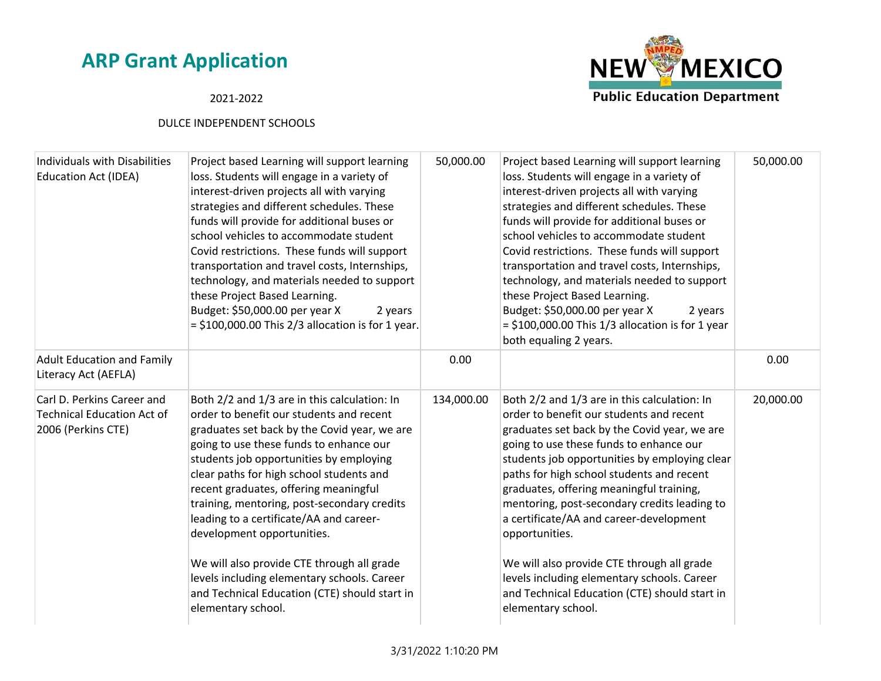# ARP Grant Application

2021-2022

DULCE INDEPENDENT SCHOOLS

| | | | | |
|---|---|---|---|---|
| Individuals with Disabilities Education Act (IDEA) | Project based Learning will support learning loss. Students will engage in a variety of interest-driven projects all with varying strategies and different schedules. These funds will provide for additional buses or school vehicles to accommodate student Covid restrictions. These funds will support transportation and travel costs, Internships, technology, and materials needed to support these Project Based Learning. Budget: $50,000.00 per year X 2 years = $100,000.00 This 2/3 allocation is for 1 year. | 50,000.00 | Project based Learning will support learning loss. Students will engage in a variety of interest-driven projects all with varying strategies and different schedules. These funds will provide for additional buses or school vehicles to accommodate student Covid restrictions. These funds will support transportation and travel costs, Internships, technology, and materials needed to support these Project Based Learning. Budget: $50,000.00 per year X 2 years = $100,000.00 This 1/3 allocation is for 1 year both equaling 2 years. | 50,000.00 |
| Adult Education and Family Literacy Act (AEFLA) | | 0.00 | | 0.00 |
| Carl D. Perkins Career and Technical Education Act of 2006 (Perkins CTE) | Both 2/2 and 1/3 are in this calculation: In order to benefit our students and recent graduates set back by the Covid year, we are going to use these funds to enhance our students job opportunities by employing clear paths for high school students and recent graduates, offering meaningful training, mentoring, post-secondary credits leading to a certificate/AA and career-development opportunities.<br><br>We will also provide CTE through all grade levels including elementary schools. Career and Technical Education (CTE) should start in elementary school. | 134,000.00 | Both 2/2 and 1/3 are in this calculation: In order to benefit our students and recent graduates set back by the Covid year, we are going to use these funds to enhance our students job opportunities by employing clear paths for high school students and recent graduates, offering meaningful training, mentoring, post-secondary credits leading to a certificate/AA and career-development opportunities.<br><br>We will also provide CTE through all grade levels including elementary schools. Career and Technical Education (CTE) should start in elementary school. | 20,000.00 |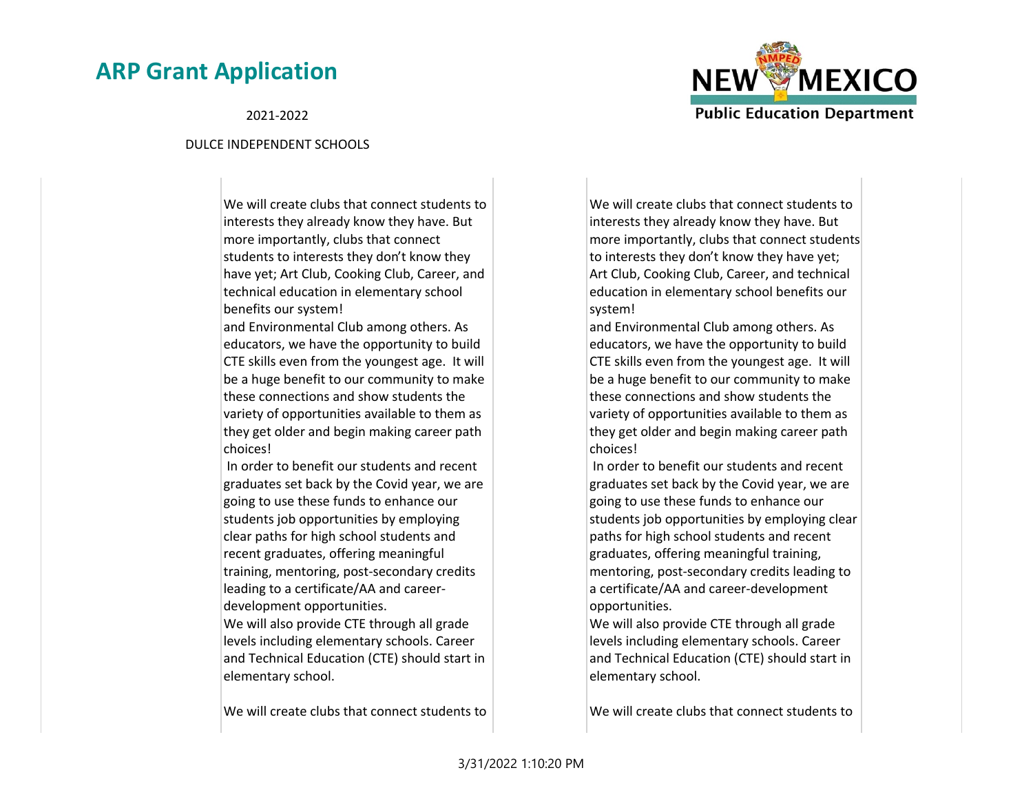| | |
|---|---|
| We will create clubs that connect students to interests they already know they have. But more importantly, clubs that connect students to interests they don't know they have yet; Art Club, Cooking Club, Career, and technical education in elementary school benefits our system!<br>and Environmental Club among others. As educators, we have the opportunity to build CTE skills even from the youngest age. It will be a huge benefit to our community to make these connections and show students the variety of opportunities available to them as they get older and begin making career path choices!<br>In order to benefit our students and recent graduates set back by the Covid year, we are going to use these funds to enhance our students job opportunities by employing clear paths for high school students and recent graduates, offering meaningful training, mentoring, post-secondary credits leading to a certificate/AA and career-development opportunities.<br>We will also provide CTE through all grade levels including elementary schools. Career and Technical Education (CTE) should start in elementary school.<br><br>We will create clubs that connect students to | We will create clubs that connect students to interests they already know they have. But more importantly, clubs that connect students to interests they don't know they have yet; Art Club, Cooking Club, Career, and technical education in elementary school benefits our system!<br>and Environmental Club among others. As educators, we have the opportunity to build CTE skills even from the youngest age. It will be a huge benefit to our community to make these connections and show students the variety of opportunities available to them as they get older and begin making career path choices!<br>In order to benefit our students and recent graduates set back by the Covid year, we are going to use these funds to enhance our students job opportunities by employing clear paths for high school students and recent graduates, offering meaningful training, mentoring, post-secondary credits leading to a certificate/AA and career-development opportunities.<br>We will also provide CTE through all grade levels including elementary schools. Career and Technical Education (CTE) should start in elementary school.<br><br>We will create clubs that connect students to |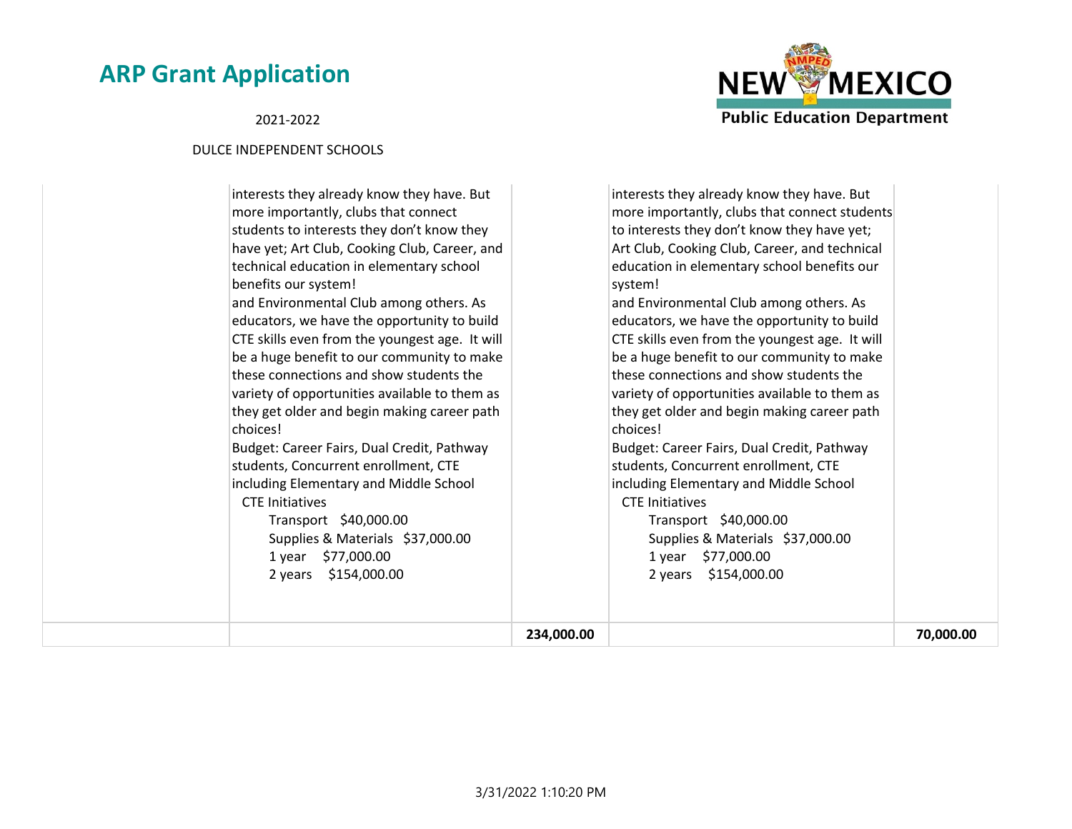| | | | | |
|---|---|---|---|---|
| | interests they already know they have. But more importantly, clubs that connect students to interests they don't know they have yet; Art Club, Cooking Club, Career, and technical education in elementary school benefits our system!<br>and Environmental Club among others. As educators, we have the opportunity to build CTE skills even from the youngest age. It will be a huge benefit to our community to make these connections and show students the variety of opportunities available to them as they get older and begin making career path choices!<br>Budget: Career Fairs, Dual Credit, Pathway students, Concurrent enrollment, CTE including Elementary and Middle School<br>CTE Initiatives<br>Transport $40,000.00<br>Supplies & Materials $37,000.00<br>1 year $77,000.00<br>2 years $154,000.00 | | interests they already know they have. But more importantly, clubs that connect students to interests they don't know they have yet; Art Club, Cooking Club, Career, and technical education in elementary school benefits our system!<br>and Environmental Club among others. As educators, we have the opportunity to build CTE skills even from the youngest age. It will be a huge benefit to our community to make these connections and show students the variety of opportunities available to them as they get older and begin making career path choices!<br>Budget: Career Fairs, Dual Credit, Pathway students, Concurrent enrollment, CTE including Elementary and Middle School<br>CTE Initiatives<br>Transport $40,000.00<br>Supplies & Materials $37,000.00<br>1 year $77,000.00<br>2 years $154,000.00 | |
| | | **234,000.00** | | **70,000.00** |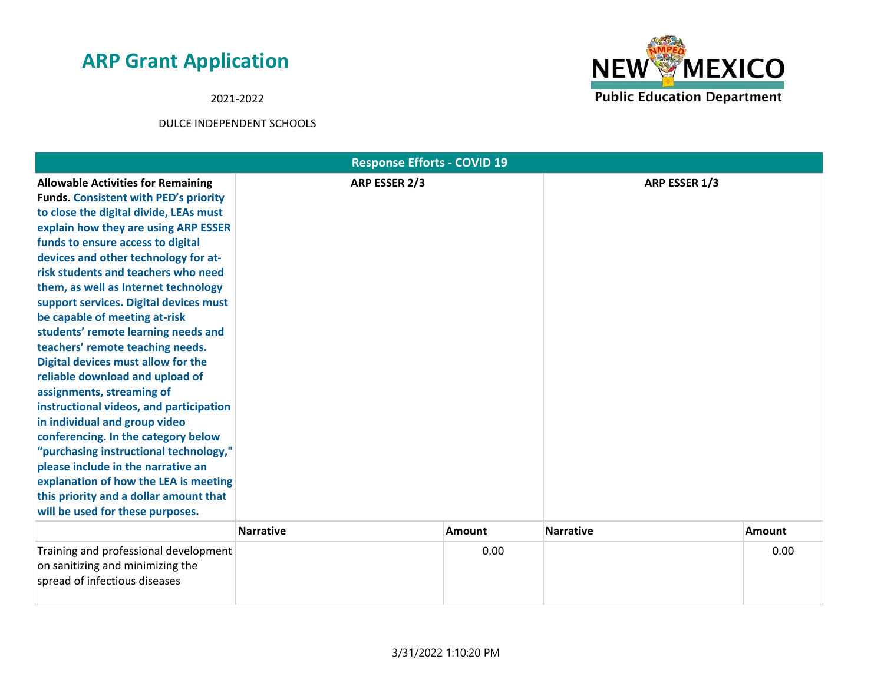# ARP Grant Application

2021-2022

DULCE INDEPENDENT SCHOOLS

| Response Efforts - COVID 19 | | | | |
|---|---|---|---|---|
| **Allowable Activities for Remaining Funds.** **Consistent with PED's priority to close the digital divide, LEAs must explain how they are using ARP ESSER funds to ensure access to digital devices and other technology for at-risk students and teachers who need them, as well as Internet technology support services. Digital devices must be capable of meeting at-risk students' remote learning needs and teachers' remote teaching needs. Digital devices must allow for the reliable download and upload of assignments, streaming of instructional videos, and participation in individual and group video conferencing. In the category below "purchasing instructional technology," please include in the narrative an explanation of how the LEA is meeting this priority and a dollar amount that will be used for these purposes.** | **ARP ESSER 2/3** | | **ARP ESSER 1/3** | |
| | **Narrative** | **Amount** | **Narrative** | **Amount** |
| Training and professional development on sanitizing and minimizing the spread of infectious diseases | | 0.00 | | 0.00 |

3/31/2022 1:10:20 PM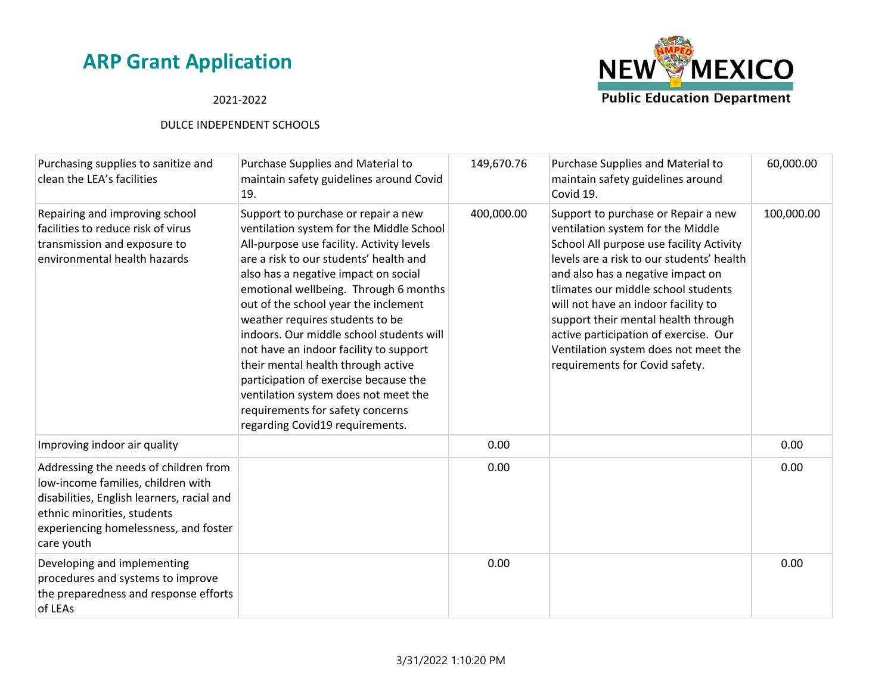| | | | | |
|---|---|---|---|---|
| Purchasing supplies to sanitize and clean the LEA's facilities | Purchase Supplies and Material to maintain safety guidelines around Covid 19. | 149,670.76 | Purchase Supplies and Material to maintain safety guidelines around Covid 19. | 60,000.00 |
| Repairing and improving school facilities to reduce risk of virus transmission and exposure to environmental health hazards | Support to purchase or repair a new ventilation system for the Middle School All-purpose use facility. Activity levels are a risk to our students' health and also has a negative impact on social emotional wellbeing. Through 6 months out of the school year the inclement weather requires students to be indoors. Our middle school students will not have an indoor facility to support their mental health through active participation of exercise because the ventilation system does not meet the requirements for safety concerns regarding Covid19 requirements. | 400,000.00 | Support to purchase or Repair a new ventilation system for the Middle School All purpose use facility Activity levels are a risk to our students' health and also has a negative impact on tlimates our middle school students will not have an indoor facility to support their mental health through active participation of exercise. Our Ventilation system does not meet the requirements for Covid safety. | 100,000.00 |
| Improving indoor air quality | | 0.00 | | 0.00 |
| Addressing the needs of children from low-income families, children with disabilities, English learners, racial and ethnic minorities, students experiencing homelessness, and foster care youth | | 0.00 | | 0.00 |
| Developing and implementing procedures and systems to improve the preparedness and response efforts of LEAs | | 0.00 | | 0.00 |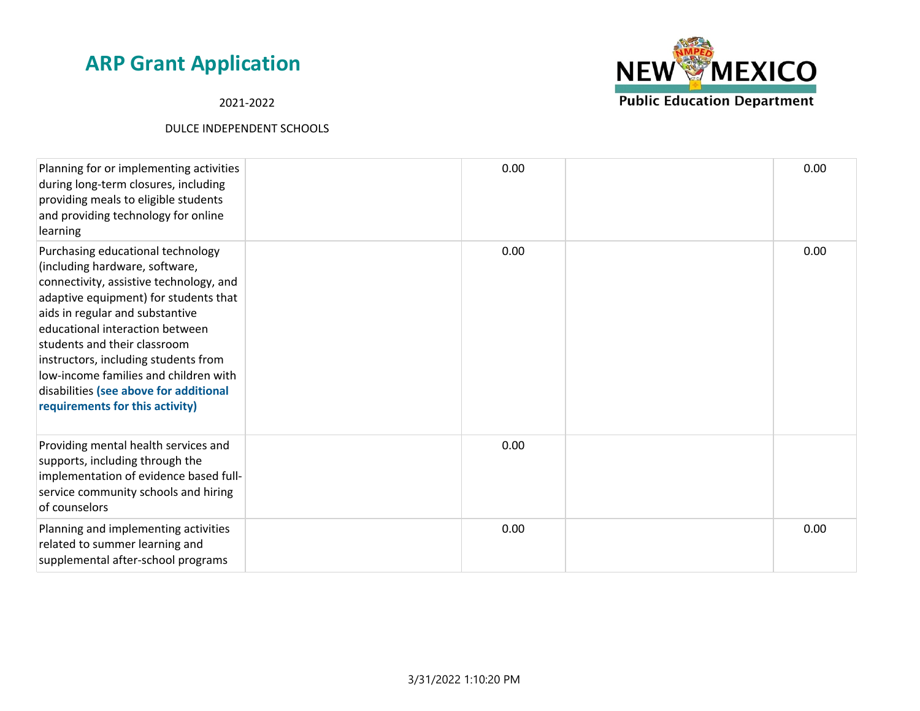| | | | | |
|---|---|---|---|---|
| Planning for or implementing activities during long-term closures, including providing meals to eligible students and providing technology for online learning | | 0.00 | | 0.00 |
| Purchasing educational technology (including hardware, software, connectivity, assistive technology, and adaptive equipment) for students that aids in regular and substantive educational interaction between students and their classroom instructors, including students from low-income families and children with disabilities **(see above for additional requirements for this activity)** | | 0.00 | | 0.00 |
| Providing mental health services and supports, including through the implementation of evidence based full-service community schools and hiring of counselors | | 0.00 | | |
| Planning and implementing activities related to summer learning and supplemental after-school programs | | 0.00 | | 0.00 |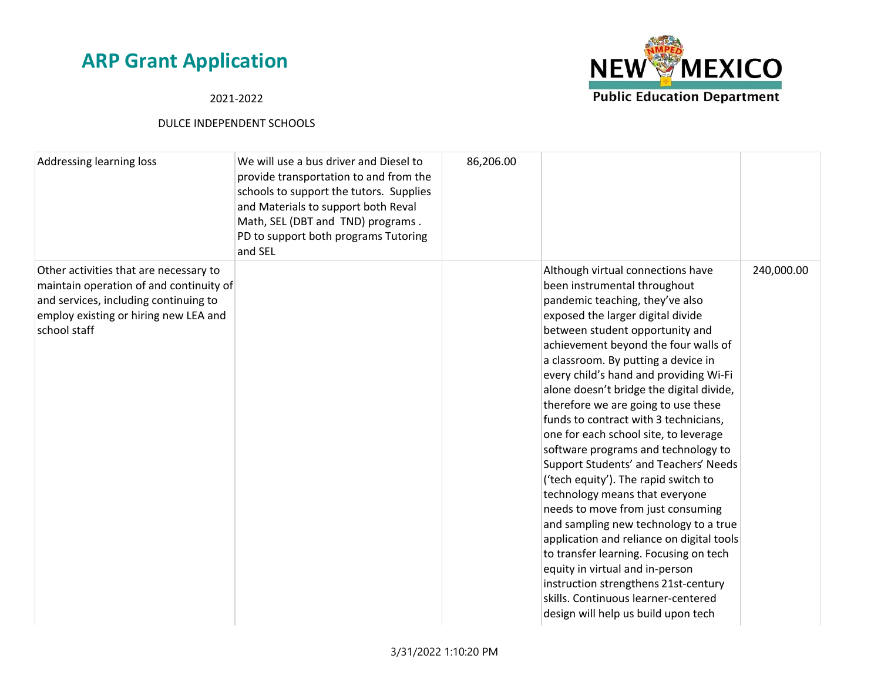| | | | | |
|---|---|---|---|---|
| Addressing learning loss | We will use a bus driver and Diesel to provide transportation to and from the schools to support the tutors. Supplies and Materials to support both Reval Math, SEL (DBT and TND) programs . PD to support both programs Tutoring and SEL | 86,206.00 | | |
| Other activities that are necessary to maintain operation of and continuity of and services, including continuing to employ existing or hiring new LEA and school staff | | | Although virtual connections have been instrumental throughout pandemic teaching, they've also exposed the larger digital divide between student opportunity and achievement beyond the four walls of a classroom. By putting a device in every child's hand and providing Wi-Fi alone doesn't bridge the digital divide, therefore we are going to use these funds to contract with 3 technicians, one for each school site, to leverage software programs and technology to Support Students' and Teachers' Needs ('tech equity'). The rapid switch to technology means that everyone needs to move from just consuming and sampling new technology to a true application and reliance on digital tools to transfer learning. Focusing on tech equity in virtual and in-person instruction strengthens 21st-century skills. Continuous learner-centered design will help us build upon tech | 240,000.00 |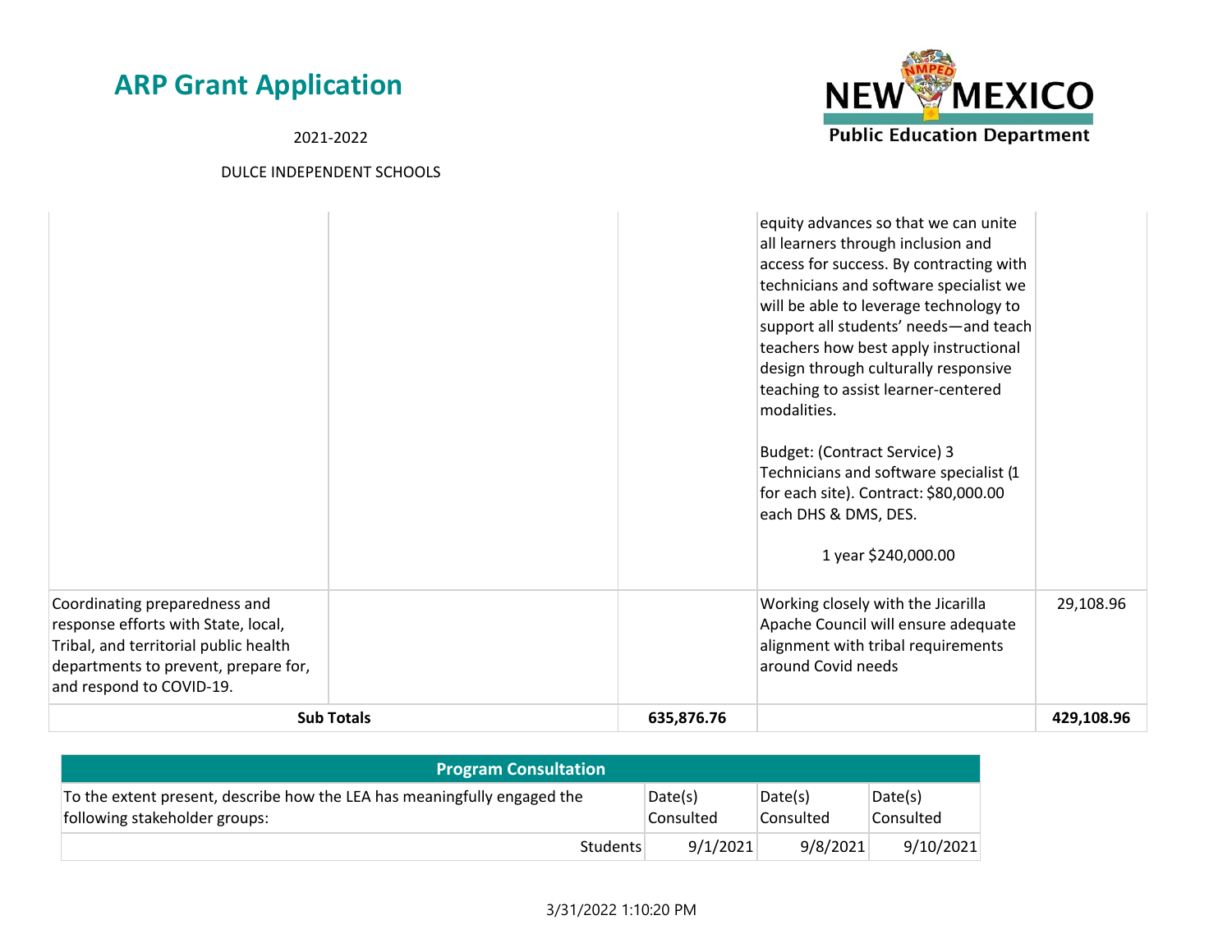| | | | | |
|---|---|---|---|---|
| | | | equity advances so that we can unite all learners through inclusion and access for success. By contracting with technicians and software specialist we will be able to leverage technology to support all students' needs—and teach teachers how best apply instructional design through culturally responsive teaching to assist learner-centered modalities.<br><br>Budget: (Contract Service) 3 Technicians and software specialist (1 for each site). Contract: $80,000.00 each DHS & DMS, DES.<br><br>1 year $240,000.00 | |
| Coordinating preparedness and response efforts with State, local, Tribal, and territorial public health departments to prevent, prepare for, and respond to COVID-19. | | | Working closely with the Jicarilla Apache Council will ensure adequate alignment with tribal requirements around Covid needs | 29,108.96 |
| **Sub Totals** | | **635,876.76** | | **429,108.96** |

| Program Consultation | | | |
|---|---|---|---|
| To the extent present, describe how the LEA has meaningfully engaged the following stakeholder groups: | Date(s) Consulted | Date(s) Consulted | Date(s) Consulted |
| Students | 9/1/2021 | 9/8/2021 | 9/10/2021 |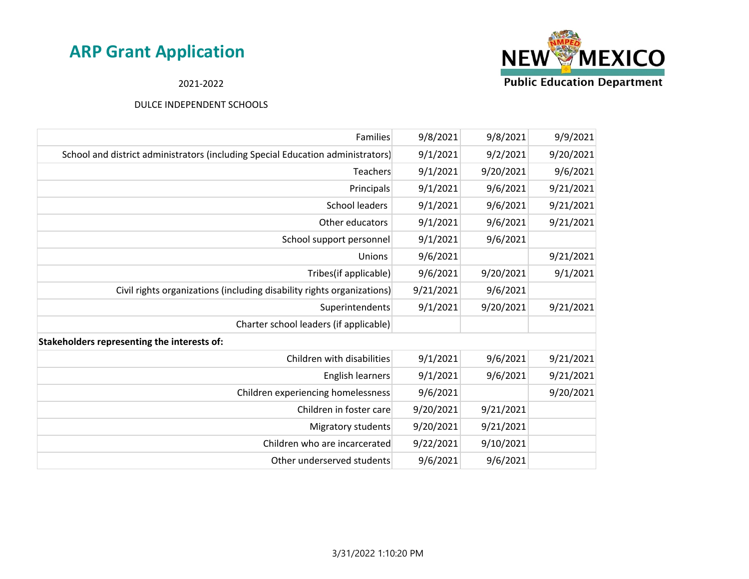# ARP Grant Application

2021-2022

DULCE INDEPENDENT SCHOOLS

| | | | |
|---|---|---|---|
| Families | 9/8/2021 | 9/8/2021 | 9/9/2021 |
| School and district administrators (including Special Education administrators) | 9/1/2021 | 9/2/2021 | 9/20/2021 |
| Teachers | 9/1/2021 | 9/20/2021 | 9/6/2021 |
| Principals | 9/1/2021 | 9/6/2021 | 9/21/2021 |
| School leaders | 9/1/2021 | 9/6/2021 | 9/21/2021 |
| Other educators | 9/1/2021 | 9/6/2021 | 9/21/2021 |
| School support personnel | 9/1/2021 | 9/6/2021 | |
| Unions | 9/6/2021 | | 9/21/2021 |
| Tribes(if applicable) | 9/6/2021 | 9/20/2021 | 9/1/2021 |
| Civil rights organizations (including disability rights organizations) | 9/21/2021 | 9/6/2021 | |
| Superintendents | 9/1/2021 | 9/20/2021 | 9/21/2021 |
| Charter school leaders (if applicable) | | | |
| **Stakeholders representing the interests of:** | | | |
| Children with disabilities | 9/1/2021 | 9/6/2021 | 9/21/2021 |
| English learners | 9/1/2021 | 9/6/2021 | 9/21/2021 |
| Children experiencing homelessness | 9/6/2021 | | 9/20/2021 |
| Children in foster care | 9/20/2021 | 9/21/2021 | |
| Migratory students | 9/20/2021 | 9/21/2021 | |
| Children who are incarcerated | 9/22/2021 | 9/10/2021 | |
| Other underserved students | 9/6/2021 | 9/6/2021 | |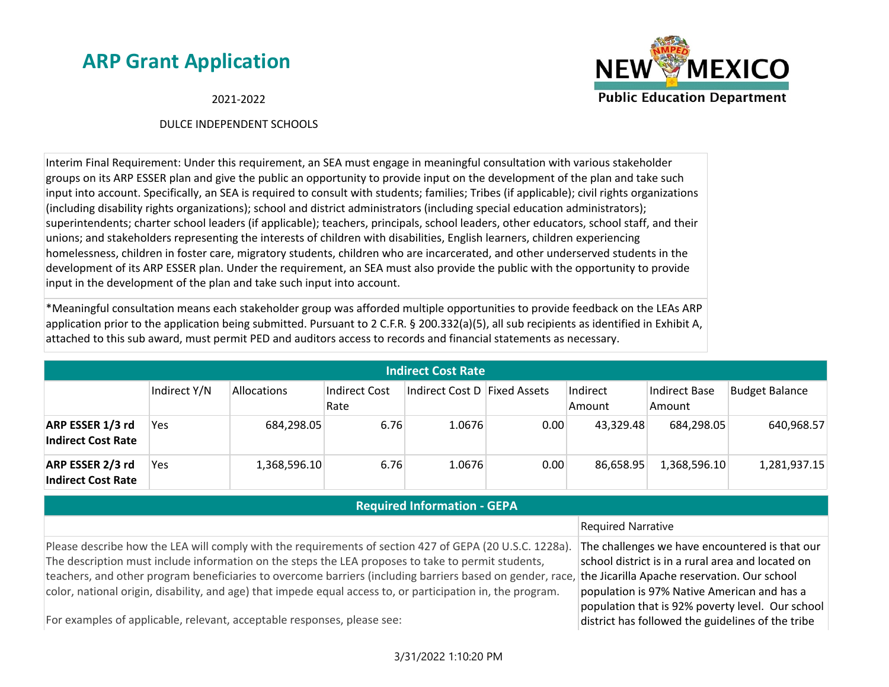# ARP Grant Application

2021-2022

DULCE INDEPENDENT SCHOOLS

Interim Final Requirement: Under this requirement, an SEA must engage in meaningful consultation with various stakeholder groups on its ARP ESSER plan and give the public an opportunity to provide input on the development of the plan and take such input into account. Specifically, an SEA is required to consult with students; families; Tribes (if applicable); civil rights organizations (including disability rights organizations); school and district administrators (including special education administrators); superintendents; charter school leaders (if applicable); teachers, principals, school leaders, other educators, school staff, and their unions; and stakeholders representing the interests of children with disabilities, English learners, children experiencing homelessness, children in foster care, migratory students, children who are incarcerated, and other underserved students in the development of its ARP ESSER plan. Under the requirement, an SEA must also provide the public with the opportunity to provide input in the development of the plan and take such input into account.

*Meaningful consultation means each stakeholder group was afforded multiple opportunities to provide feedback on the LEAs ARP application prior to the application being submitted. Pursuant to 2 C.F.R. § 200.332(a)(5), all sub recipients as identified in Exhibit A, attached to this sub award, must permit PED and auditors access to records and financial statements as necessary.

## Indirect Cost Rate

| | Indirect Y/N | Allocations | Indirect Cost Rate | Indirect Cost D | Fixed Assets | Indirect Amount | Indirect Base Amount | Budget Balance |
|---|---|---|---|---|---|---|---|---|
| **ARP ESSER 1/3 rd Indirect Cost Rate** | Yes | 684,298.05 | 6.76 | 1.0676 | 0.00 | 43,329.48 | 684,298.05 | 640,968.57 |
| **ARP ESSER 2/3 rd Indirect Cost Rate** | Yes | 1,368,596.10 | 6.76 | 1.0676 | 0.00 | 86,658.95 | 1,368,596.10 | 1,281,937.15 |

## Required Information - GEPA

| | Required Narrative |
|---|---|
| Please describe how the LEA will comply with the requirements of section 427 of GEPA (20 U.S.C. 1228a). The description must include information on the steps the LEA proposes to take to permit students, teachers, and other program beneficiaries to overcome barriers (including barriers based on gender, race, color, national origin, disability, and age) that impede equal access to, or participation in, the program.<br><br>For examples of applicable, relevant, acceptable responses, please see: | The challenges we have encountered is that our school district is in a rural area and located on the Jicarilla Apache reservation. Our school population is 97% Native American and has a population that is 92% poverty level. Our school district has followed the guidelines of the tribe |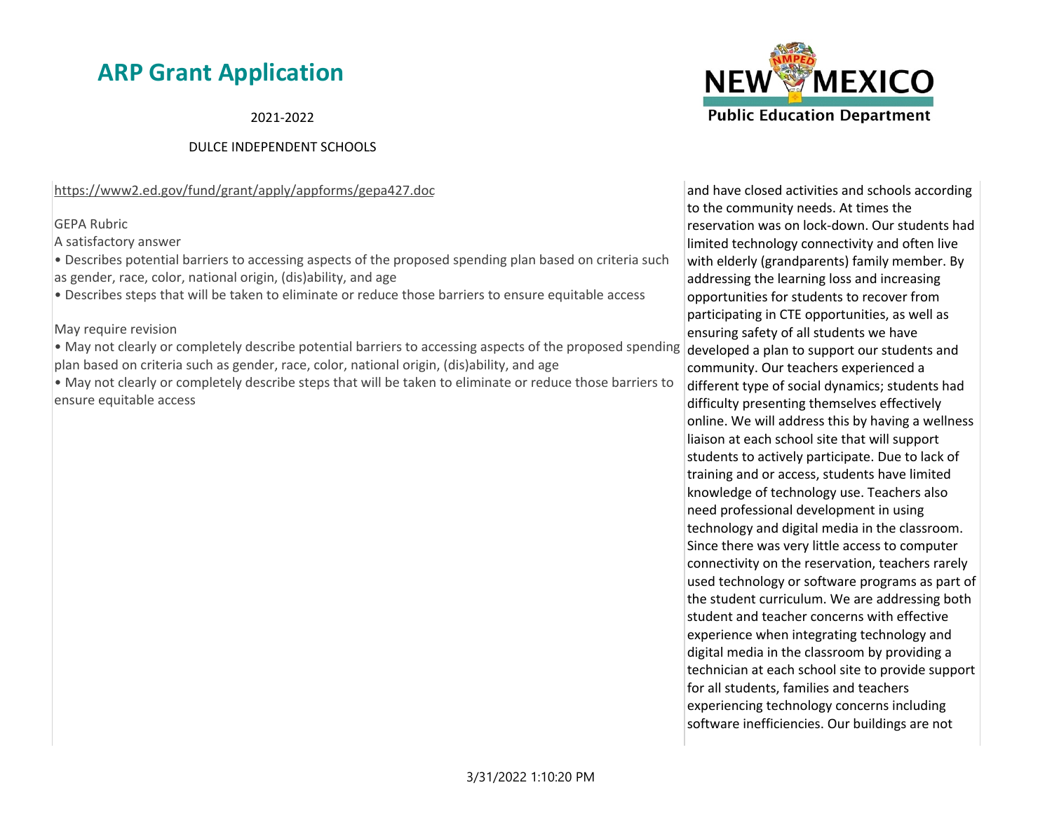https://www2.ed.gov/fund/grant/apply/appforms/gepa427.doc

GEPA Rubric

A satisfactory answer

- Describes potential barriers to accessing aspects of the proposed spending plan based on criteria such as gender, race, color, national origin, (dis)ability, and age
- Describes steps that will be taken to eliminate or reduce those barriers to ensure equitable access

May require revision

- May not clearly or completely describe potential barriers to accessing aspects of the proposed spending plan based on criteria such as gender, race, color, national origin, (dis)ability, and age
- May not clearly or completely describe steps that will be taken to eliminate or reduce those barriers to ensure equitable access

and have closed activities and schools according to the community needs. At times the reservation was on lock-down. Our students had limited technology connectivity and often live with elderly (grandparents) family member. By addressing the learning loss and increasing opportunities for students to recover from participating in CTE opportunities, as well as ensuring safety of all students we have developed a plan to support our students and community. Our teachers experienced a different type of social dynamics; students had difficulty presenting themselves effectively online. We will address this by having a wellness liaison at each school site that will support students to actively participate. Due to lack of training and or access, students have limited knowledge of technology use. Teachers also need professional development in using technology and digital media in the classroom. Since there was very little access to computer connectivity on the reservation, teachers rarely used technology or software programs as part of the student curriculum. We are addressing both student and teacher concerns with effective experience when integrating technology and digital media in the classroom by providing a technician at each school site to provide support for all students, families and teachers experiencing technology concerns including software inefficiencies. Our buildings are not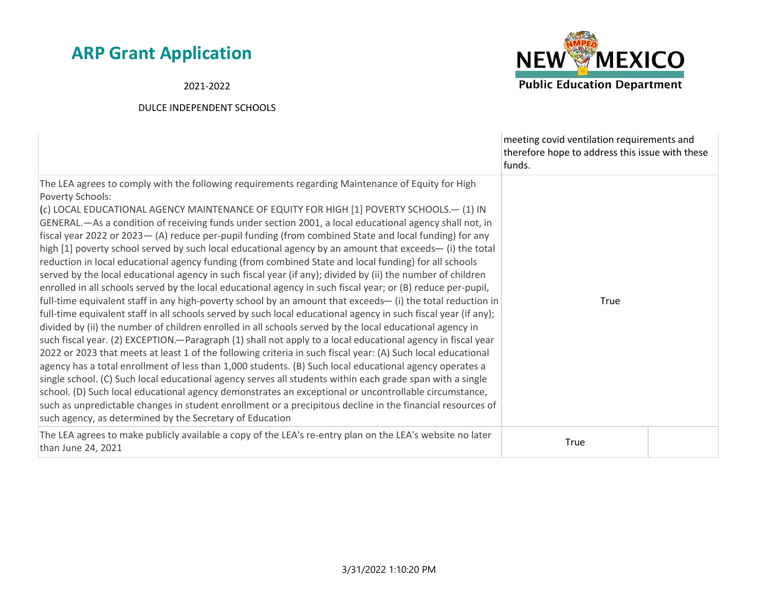| | | |
|---|---|---|
| | meeting covid ventilation requirements and therefore hope to address this issue with these funds. | |
| The LEA agrees to comply with the following requirements regarding Maintenance of Equity for High Poverty Schools: (c) LOCAL EDUCATIONAL AGENCY MAINTENANCE OF EQUITY FOR HIGH [1] POVERTY SCHOOLS.— (1) IN GENERAL.—As a condition of receiving funds under section 2001, a local educational agency shall not, in fiscal year 2022 or 2023— (A) reduce per-pupil funding (from combined State and local funding) for any high [1] poverty school served by such local educational agency by an amount that exceeds— (i) the total reduction in local educational agency funding (from combined State and local funding) for all schools served by the local educational agency in such fiscal year (if any); divided by (ii) the number of children enrolled in all schools served by the local educational agency in such fiscal year; or (B) reduce per-pupil, full-time equivalent staff in any high-poverty school by an amount that exceeds— (i) the total reduction in full-time equivalent staff in all schools served by such local educational agency in such fiscal year (if any); divided by (ii) the number of children enrolled in all schools served by the local educational agency in such fiscal year. (2) EXCEPTION.—Paragraph (1) shall not apply to a local educational agency in fiscal year 2022 or 2023 that meets at least 1 of the following criteria in such fiscal year: (A) Such local educational agency has a total enrollment of less than 1,000 students. (B) Such local educational agency operates a single school. (C) Such local educational agency serves all students within each grade span with a single school. (D) Such local educational agency demonstrates an exceptional or uncontrollable circumstance, such as unpredictable changes in student enrollment or a precipitous decline in the financial resources of such agency, as determined by the Secretary of Education | True | |
| The LEA agrees to make publicly available a copy of the LEA's re-entry plan on the LEA's website no later than June 24, 2021 | True | |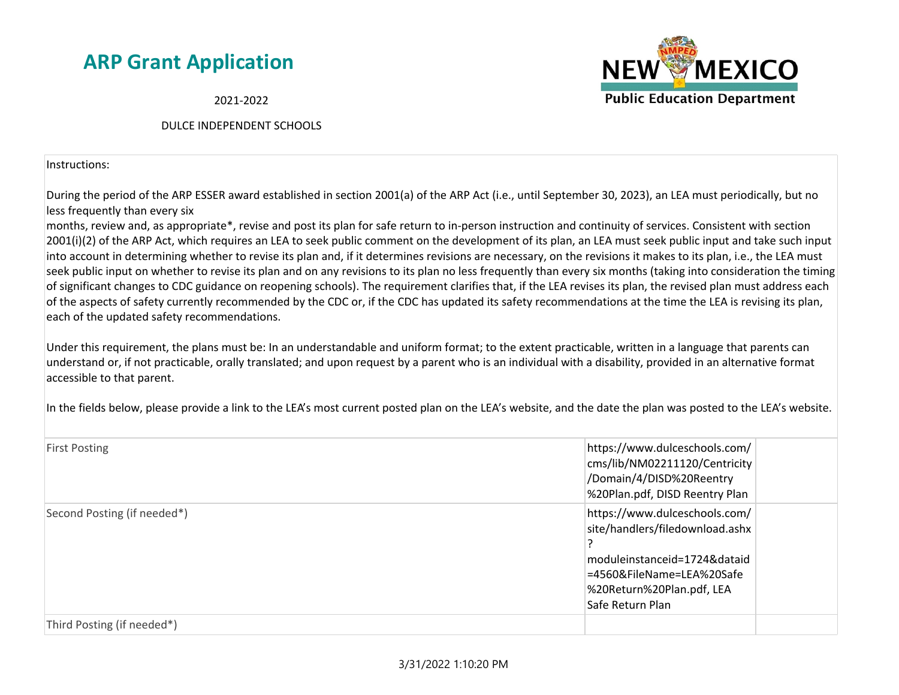# ARP Grant Application

2021-2022

DULCE INDEPENDENT SCHOOLS

NEW MEXICO Public Education Department

Instructions:

During the period of the ARP ESSER award established in section 2001(a) of the ARP Act (i.e., until September 30, 2023), an LEA must periodically, but no less frequently than every six months, review and, as appropriate*, revise and post its plan for safe return to in-person instruction and continuity of services. Consistent with section 2001(i)(2) of the ARP Act, which requires an LEA to seek public comment on the development of its plan, an LEA must seek public input and take such input into account in determining whether to revise its plan and, if it determines revisions are necessary, on the revisions it makes to its plan, i.e., the LEA must seek public input on whether to revise its plan and on any revisions to its plan no less frequently than every six months (taking into consideration the timing of significant changes to CDC guidance on reopening schools). The requirement clarifies that, if the LEA revises its plan, the revised plan must address each of the aspects of safety currently recommended by the CDC or, if the CDC has updated its safety recommendations at the time the LEA is revising its plan, each of the updated safety recommendations.

Under this requirement, the plans must be: In an understandable and uniform format; to the extent practicable, written in a language that parents can understand or, if not practicable, orally translated; and upon request by a parent who is an individual with a disability, provided in an alternative format accessible to that parent.

In the fields below, please provide a link to the LEA's most current posted plan on the LEA's website, and the date the plan was posted to the LEA's website.

| | | |
|---|---|---|
| First Posting | https://www.dulceschools.com/cms/lib/NM02211120/Centricity/Domain/4/DISD%20Reentry%20Plan.pdf, DISD Reentry Plan | |
| Second Posting (if needed*) | https://www.dulceschools.com/site/handlers/filedownload.ashx?moduleinstanceid=1724&dataid=4560&FileName=LEA%20Safe%20Return%20Plan.pdf, LEA Safe Return Plan | |
| Third Posting (if needed*) | | |

3/31/2022 1:10:20 PM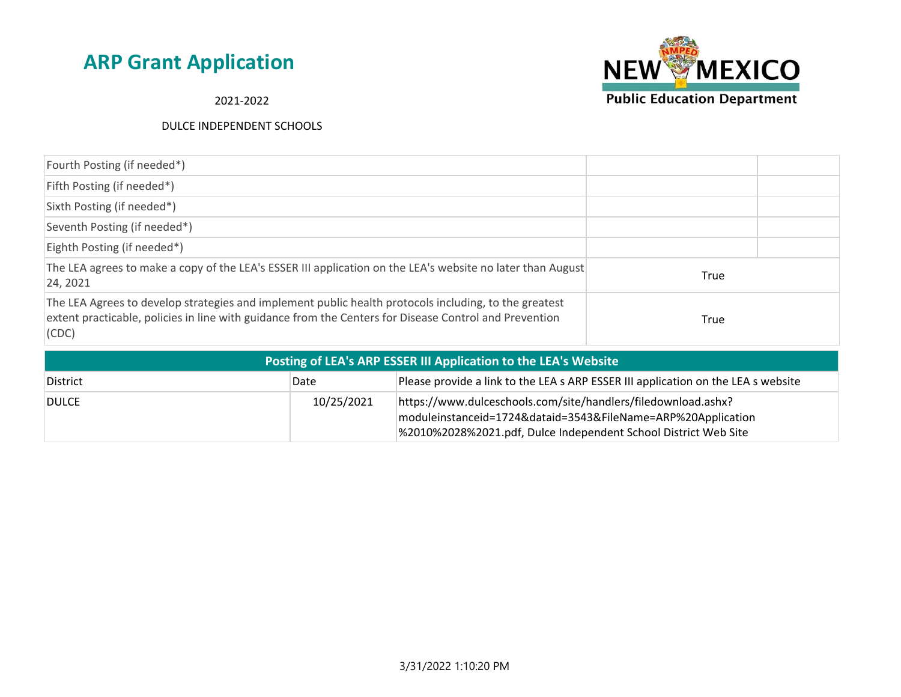# ARP Grant Application

2021-2022

DULCE INDEPENDENT SCHOOLS

| | | |
|---|---|---|
| Fourth Posting (if needed*) | | |
| Fifth Posting (if needed*) | | |
| Sixth Posting (if needed*) | | |
| Seventh Posting (if needed*) | | |
| Eighth Posting (if needed*) | | |
| The LEA agrees to make a copy of the LEA's ESSER III application on the LEA's website no later than August 24, 2021 | True | |
| The LEA Agrees to develop strategies and implement public health protocols including, to the greatest extent practicable, policies in line with guidance from the Centers for Disease Control and Prevention (CDC) | True | |

## Posting of LEA's ARP ESSER III Application to the LEA's Website

| District | Date | Please provide a link to the LEA s ARP ESSER III application on the LEA s website |
|---|---|---|
| DULCE | 10/25/2021 | https://www.dulceschools.com/site/handlers/filedownload.ashx?moduleinstanceid=1724&dataid=3543&FileName=ARP%20Application%2010%2028%2021.pdf, Dulce Independent School District Web Site |

3/31/2022 1:10:20 PM